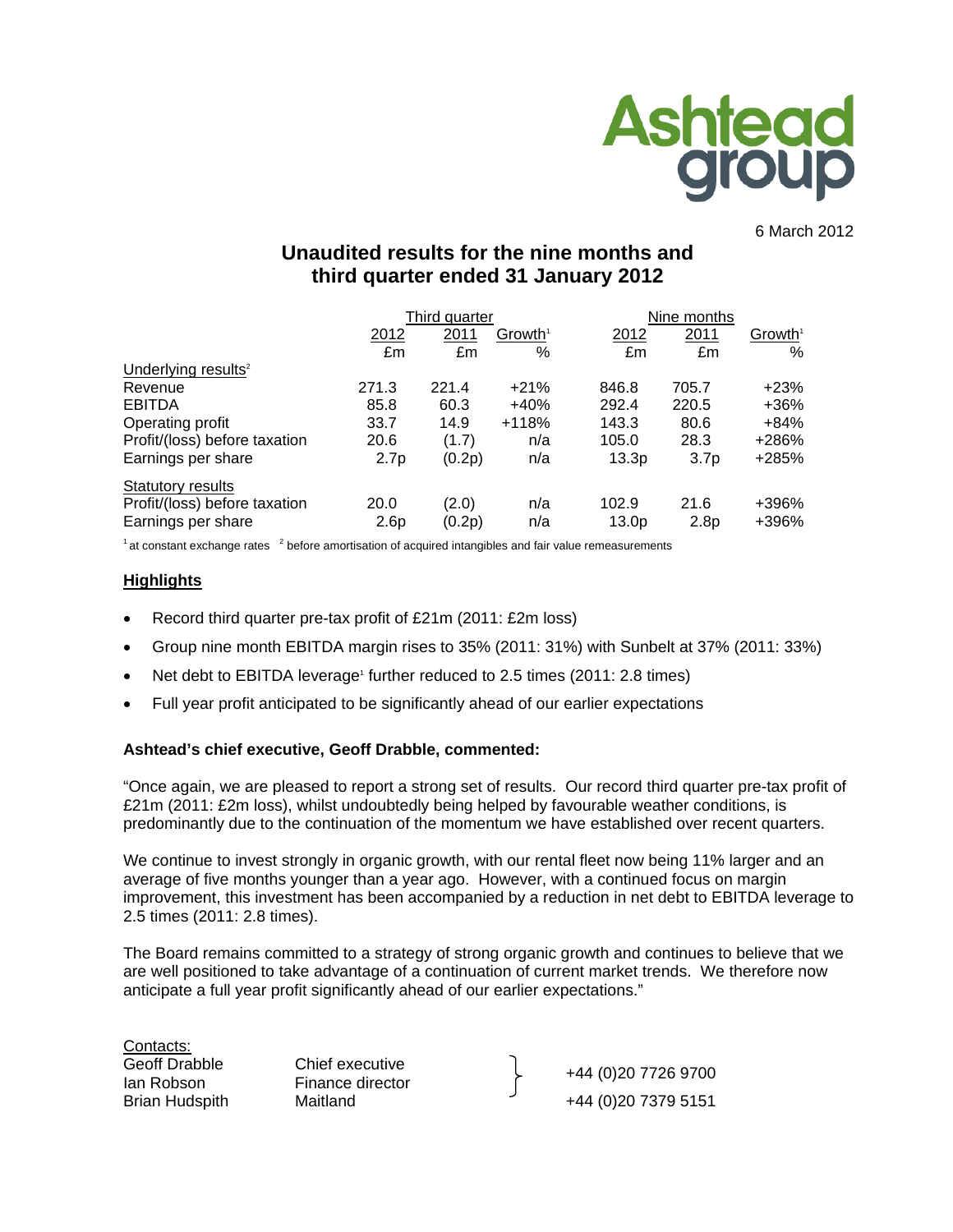Ashtead group

6 March 2012

# Unaudited results for the nine months and third quarter ended 31 January 2012

| | Third quarter | | | Nine months | | |
|---|---|---|---|---|---|---|
| | 2012 | 2011 | Growth[1] | 2012 | 2011 | Growth[1] |
| | £m | £m | % | £m | £m | % |
| Underlying results[2] | | | | | | |
| Revenue | 271.3 | 221.4 | +21% | 846.8 | 705.7 | +23% |
| EBITDA | 85.8 | 60.3 | +40% | 292.4 | 220.5 | +36% |
| Operating profit | 33.7 | 14.9 | +118% | 143.3 | 80.6 | +84% |
| Profit/(loss) before taxation | 20.6 | (1.7) | n/a | 105.0 | 28.3 | +286% |
| Earnings per share | 2.7p | (0.2p) | n/a | 13.3p | 3.7p | +285% |
| Statutory results | | | | | | |
| Profit/(loss) before taxation | 20.0 | (2.0) | n/a | 102.9 | 21.6 | +396% |
| Earnings per share | 2.6p | (0.2p) | n/a | 13.0p | 2.8p | +396% |

[1] at constant exchange rates [2] before amortisation of acquired intangibles and fair value remeasurements

## Highlights

- Record third quarter pre-tax profit of £21m (2011: £2m loss)
- Group nine month EBITDA margin rises to 35% (2011: 31%) with Sunbelt at 37% (2011: 33%)
- Net debt to EBITDA leverage[1] further reduced to 2.5 times (2011: 2.8 times)
- Full year profit anticipated to be significantly ahead of our earlier expectations

**Ashtead's chief executive, Geoff Drabble, commented:**

"Once again, we are pleased to report a strong set of results. Our record third quarter pre-tax profit of £21m (2011: £2m loss), whilst undoubtedly being helped by favourable weather conditions, is predominantly due to the continuation of the momentum we have established over recent quarters.

We continue to invest strongly in organic growth, with our rental fleet now being 11% larger and an average of five months younger than a year ago. However, with a continued focus on margin improvement, this investment has been accompanied by a reduction in net debt to EBITDA leverage to 2.5 times (2011: 2.8 times).

The Board remains committed to a strategy of strong organic growth and continues to believe that we are well positioned to take advantage of a continuation of current market trends. We therefore now anticipate a full year profit significantly ahead of our earlier expectations."

Contacts:

| | | |
|---|---|---|
| Geoff Drabble | Chief executive | +44 (0)20 7726 9700 |
| Ian Robson | Finance director | |
| Brian Hudspith | Maitland | +44 (0)20 7379 5151 |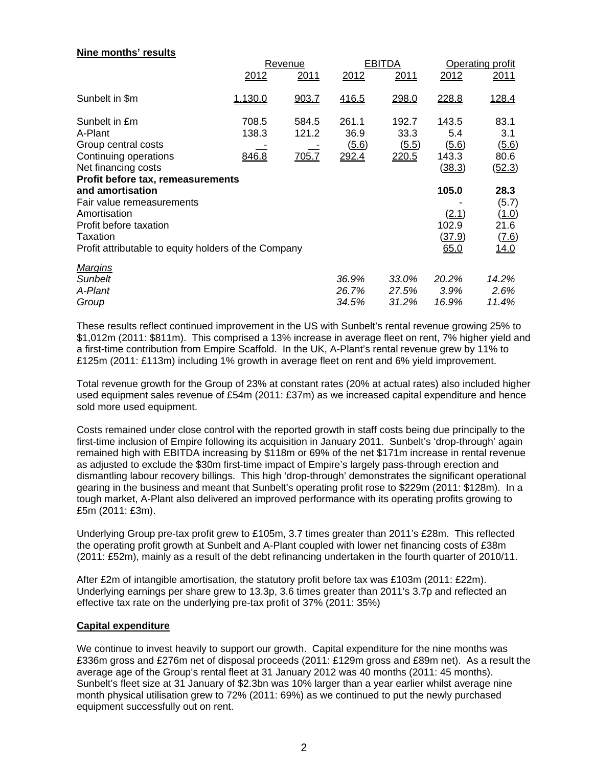**Nine months' results**

| | Revenue | | EBITDA | | Operating profit | |
|---|---|---|---|---|---|---|
| | 2012 | 2011 | 2012 | 2011 | 2012 | 2011 |
| Sunbelt in $m | 1,130.0 | 903.7 | 416.5 | 298.0 | 228.8 | 128.4 |
| Sunbelt in £m | 708.5 | 584.5 | 261.1 | 192.7 | 143.5 | 83.1 |
| A-Plant | 138.3 | 121.2 | 36.9 | 33.3 | 5.4 | 3.1 |
| Group central costs | - | - | (5.6) | (5.5) | (5.6) | (5.6) |
| Continuing operations | 846.8 | 705.7 | 292.4 | 220.5 | 143.3 | 80.6 |
| Net financing costs | | | | | (38.3) | (52.3) |
| **Profit before tax, remeasurements and amortisation** | | | | | **105.0** | **28.3** |
| Fair value remeasurements | | | | | - | (5.7) |
| Amortisation | | | | | (2.1) | (1.0) |
| Profit before taxation | | | | | 102.9 | 21.6 |
| Taxation | | | | | (37.9) | (7.6) |
| Profit attributable to equity holders of the Company | | | | | 65.0 | 14.0 |
| *Margins* | | | | | | |
| *Sunbelt* | | | *36.9%* | *33.0%* | *20.2%* | *14.2%* |
| *A-Plant* | | | *26.7%* | *27.5%* | *3.9%* | *2.6%* |
| *Group* | | | *34.5%* | *31.2%* | *16.9%* | *11.4%* |

These results reflect continued improvement in the US with Sunbelt's rental revenue growing 25% to $1,012m (2011: $811m). This comprised a 13% increase in average fleet on rent, 7% higher yield and a first-time contribution from Empire Scaffold. In the UK, A-Plant's rental revenue grew by 11% to £125m (2011: £113m) including 1% growth in average fleet on rent and 6% yield improvement.

Total revenue growth for the Group of 23% at constant rates (20% at actual rates) also included higher used equipment sales revenue of £54m (2011: £37m) as we increased capital expenditure and hence sold more used equipment.

Costs remained under close control with the reported growth in staff costs being due principally to the first-time inclusion of Empire following its acquisition in January 2011. Sunbelt's 'drop-through' again remained high with EBITDA increasing by $118m or 69% of the net $171m increase in rental revenue as adjusted to exclude the $30m first-time impact of Empire's largely pass-through erection and dismantling labour recovery billings. This high 'drop-through' demonstrates the significant operational gearing in the business and meant that Sunbelt's operating profit rose to $229m (2011: $128m). In a tough market, A-Plant also delivered an improved performance with its operating profits growing to £5m (2011: £3m).

Underlying Group pre-tax profit grew to £105m, 3.7 times greater than 2011's £28m. This reflected the operating profit growth at Sunbelt and A-Plant coupled with lower net financing costs of £38m (2011: £52m), mainly as a result of the debt refinancing undertaken in the fourth quarter of 2010/11.

After £2m of intangible amortisation, the statutory profit before tax was £103m (2011: £22m). Underlying earnings per share grew to 13.3p, 3.6 times greater than 2011's 3.7p and reflected an effective tax rate on the underlying pre-tax profit of 37% (2011: 35%)

**Capital expenditure**

We continue to invest heavily to support our growth. Capital expenditure for the nine months was £336m gross and £276m net of disposal proceeds (2011: £129m gross and £89m net). As a result the average age of the Group's rental fleet at 31 January 2012 was 40 months (2011: 45 months). Sunbelt's fleet size at 31 January of $2.3bn was 10% larger than a year earlier whilst average nine month physical utilisation grew to 72% (2011: 69%) as we continued to put the newly purchased equipment successfully out on rent.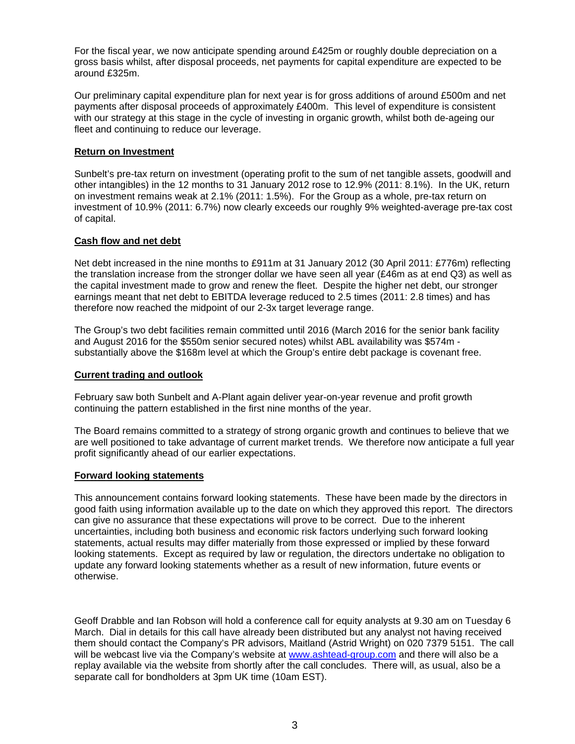For the fiscal year, we now anticipate spending around £425m or roughly double depreciation on a gross basis whilst, after disposal proceeds, net payments for capital expenditure are expected to be around £325m.

Our preliminary capital expenditure plan for next year is for gross additions of around £500m and net payments after disposal proceeds of approximately £400m. This level of expenditure is consistent with our strategy at this stage in the cycle of investing in organic growth, whilst both de-ageing our fleet and continuing to reduce our leverage.

**Return on Investment**

Sunbelt's pre-tax return on investment (operating profit to the sum of net tangible assets, goodwill and other intangibles) in the 12 months to 31 January 2012 rose to 12.9% (2011: 8.1%). In the UK, return on investment remains weak at 2.1% (2011: 1.5%). For the Group as a whole, pre-tax return on investment of 10.9% (2011: 6.7%) now clearly exceeds our roughly 9% weighted-average pre-tax cost of capital.

**Cash flow and net debt**

Net debt increased in the nine months to £911m at 31 January 2012 (30 April 2011: £776m) reflecting the translation increase from the stronger dollar we have seen all year (£46m as at end Q3) as well as the capital investment made to grow and renew the fleet. Despite the higher net debt, our stronger earnings meant that net debt to EBITDA leverage reduced to 2.5 times (2011: 2.8 times) and has therefore now reached the midpoint of our 2-3x target leverage range.

The Group's two debt facilities remain committed until 2016 (March 2016 for the senior bank facility and August 2016 for the $550m senior secured notes) whilst ABL availability was $574m - substantially above the $168m level at which the Group's entire debt package is covenant free.

**Current trading and outlook**

February saw both Sunbelt and A-Plant again deliver year-on-year revenue and profit growth continuing the pattern established in the first nine months of the year.

The Board remains committed to a strategy of strong organic growth and continues to believe that we are well positioned to take advantage of current market trends. We therefore now anticipate a full year profit significantly ahead of our earlier expectations.

**Forward looking statements**

This announcement contains forward looking statements. These have been made by the directors in good faith using information available up to the date on which they approved this report. The directors can give no assurance that these expectations will prove to be correct. Due to the inherent uncertainties, including both business and economic risk factors underlying such forward looking statements, actual results may differ materially from those expressed or implied by these forward looking statements. Except as required by law or regulation, the directors undertake no obligation to update any forward looking statements whether as a result of new information, future events or otherwise.

Geoff Drabble and Ian Robson will hold a conference call for equity analysts at 9.30 am on Tuesday 6 March. Dial in details for this call have already been distributed but any analyst not having received them should contact the Company's PR advisors, Maitland (Astrid Wright) on 020 7379 5151. The call will be webcast live via the Company's website at www.ashtead-group.com and there will also be a replay available via the website from shortly after the call concludes. There will, as usual, also be a separate call for bondholders at 3pm UK time (10am EST).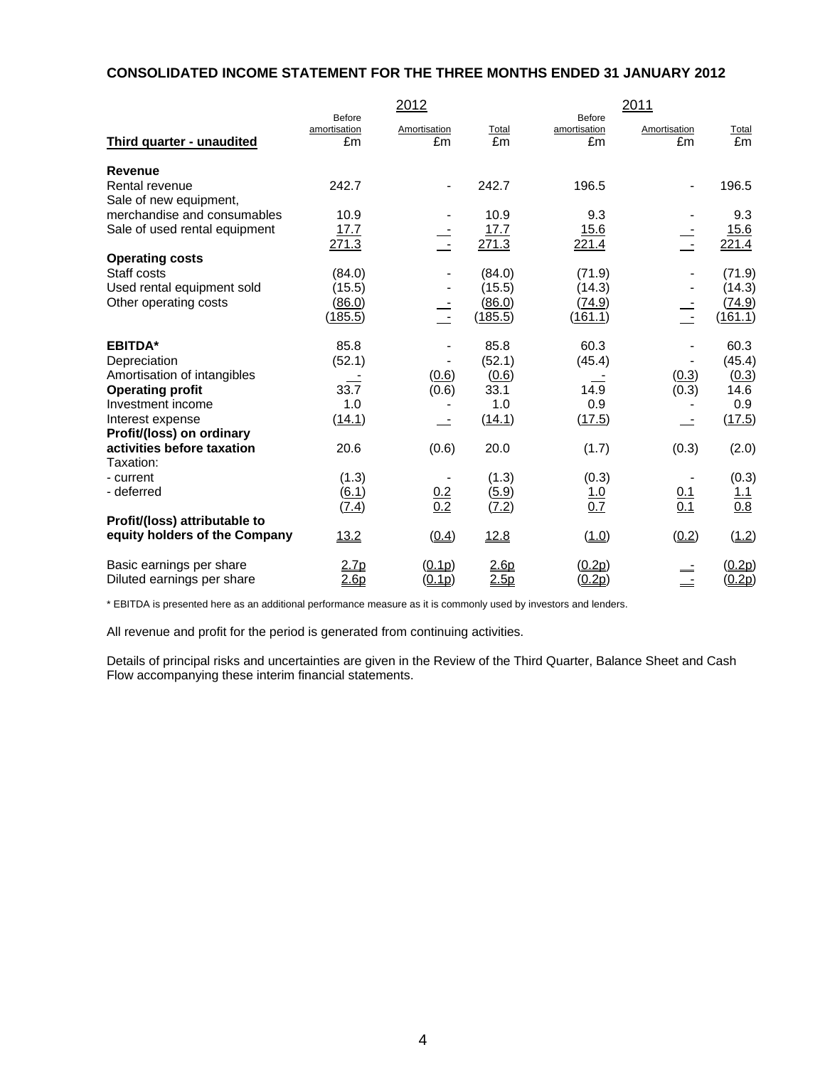**CONSOLIDATED INCOME STATEMENT FOR THE THREE MONTHS ENDED 31 JANUARY 2012**

| | 2012 | | | 2011 | | |
|---|---|---|---|---|---|---|
| **Third quarter - unaudited** | Before amortisation £m | Amortisation £m | Total £m | Before amortisation £m | Amortisation £m | Total £m |
| **Revenue** | | | | | | |
| Rental revenue | 242.7 | - | 242.7 | 196.5 | - | 196.5 |
| Sale of new equipment, merchandise and consumables | 10.9 | - | 10.9 | 9.3 | - | 9.3 |
| Sale of used rental equipment | 17.7 | - | 17.7 | 15.6 | - | 15.6 |
| | 271.3 | - | 271.3 | 221.4 | - | 221.4 |
| **Operating costs** | | | | | | |
| Staff costs | (84.0) | - | (84.0) | (71.9) | - | (71.9) |
| Used rental equipment sold | (15.5) | - | (15.5) | (14.3) | - | (14.3) |
| Other operating costs | (86.0) | - | (86.0) | (74.9) | - | (74.9) |
| | (185.5) | - | (185.5) | (161.1) | - | (161.1) |
| **EBITDA*** | 85.8 | - | 85.8 | 60.3 | - | 60.3 |
| Depreciation | (52.1) | - | (52.1) | (45.4) | - | (45.4) |
| Amortisation of intangibles | - | (0.6) | (0.6) | - | (0.3) | (0.3) |
| **Operating profit** | 33.7 | (0.6) | 33.1 | 14.9 | (0.3) | 14.6 |
| Investment income | 1.0 | - | 1.0 | 0.9 | - | 0.9 |
| Interest expense | (14.1) | - | (14.1) | (17.5) | - | (17.5) |
| **Profit/(loss) on ordinary activities before taxation** | 20.6 | (0.6) | 20.0 | (1.7) | (0.3) | (2.0) |
| Taxation: | | | | | | |
| - current | (1.3) | - | (1.3) | (0.3) | - | (0.3) |
| - deferred | (6.1) | 0.2 | (5.9) | 1.0 | 0.1 | 1.1 |
| | (7.4) | 0.2 | (7.2) | 0.7 | 0.1 | 0.8 |
| **Profit/(loss) attributable to equity holders of the Company** | 13.2 | (0.4) | 12.8 | (1.0) | (0.2) | (1.2) |
| Basic earnings per share | 2.7p | (0.1p) | 2.6p | (0.2p) | - | (0.2p) |
| Diluted earnings per share | 2.6p | (0.1p) | 2.5p | (0.2p) | - | (0.2p) |

* EBITDA is presented here as an additional performance measure as it is commonly used by investors and lenders.

All revenue and profit for the period is generated from continuing activities.

Details of principal risks and uncertainties are given in the Review of the Third Quarter, Balance Sheet and Cash Flow accompanying these interim financial statements.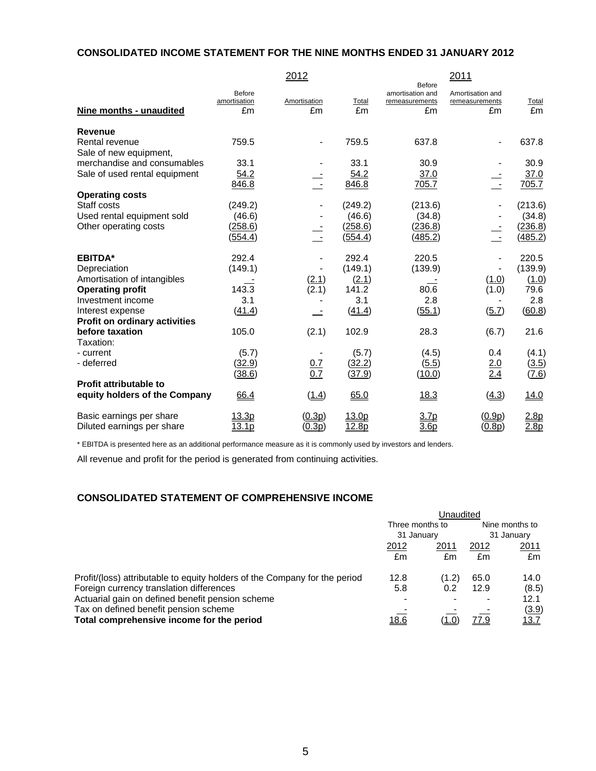## CONSOLIDATED INCOME STATEMENT FOR THE NINE MONTHS ENDED 31 JANUARY 2012

| | 2012 | | | 2011 | | |
|---|---|---|---|---|---|---|
| **Nine months - unaudited** | Before amortisation £m | Amortisation £m | Total £m | Before amortisation and remeasurements £m | Amortisation and remeasurements £m | Total £m |
| **Revenue** | | | | | | |
| Rental revenue | 759.5 | - | 759.5 | 637.8 | - | 637.8 |
| Sale of new equipment, merchandise and consumables | 33.1 | - | 33.1 | 30.9 | - | 30.9 |
| Sale of used rental equipment | 54.2 | - | 54.2 | 37.0 | - | 37.0 |
| | 846.8 | - | 846.8 | 705.7 | - | 705.7 |
| **Operating costs** | | | | | | |
| Staff costs | (249.2) | - | (249.2) | (213.6) | - | (213.6) |
| Used rental equipment sold | (46.6) | - | (46.6) | (34.8) | - | (34.8) |
| Other operating costs | (258.6) | - | (258.6) | (236.8) | - | (236.8) |
| | (554.4) | - | (554.4) | (485.2) | - | (485.2) |
| **EBITDA*** | 292.4 | - | 292.4 | 220.5 | - | 220.5 |
| Depreciation | (149.1) | - | (149.1) | (139.9) | - | (139.9) |
| Amortisation of intangibles | - | (2.1) | (2.1) | - | (1.0) | (1.0) |
| **Operating profit** | 143.3 | (2.1) | 141.2 | 80.6 | (1.0) | 79.6 |
| Investment income | 3.1 | - | 3.1 | 2.8 | - | 2.8 |
| Interest expense | (41.4) | - | (41.4) | (55.1) | (5.7) | (60.8) |
| **Profit on ordinary activities before taxation** | 105.0 | (2.1) | 102.9 | 28.3 | (6.7) | 21.6 |
| Taxation: | | | | | | |
| - current | (5.7) | - | (5.7) | (4.5) | 0.4 | (4.1) |
| - deferred | (32.9) | 0.7 | (32.2) | (5.5) | 2.0 | (3.5) |
| | (38.6) | 0.7 | (37.9) | (10.0) | 2.4 | (7.6) |
| **Profit attributable to equity holders of the Company** | 66.4 | (1.4) | 65.0 | 18.3 | (4.3) | 14.0 |
| Basic earnings per share | 13.3p | (0.3p) | 13.0p | 3.7p | (0.9p) | 2.8p |
| Diluted earnings per share | 13.1p | (0.3p) | 12.8p | 3.6p | (0.8p) | 2.8p |

* EBITDA is presented here as an additional performance measure as it is commonly used by investors and lenders.

All revenue and profit for the period is generated from continuing activities.

## CONSOLIDATED STATEMENT OF COMPREHENSIVE INCOME

| | Unaudited | | | |
|---|---|---|---|---|
| | Three months to 31 January | | Nine months to 31 January | |
| | 2012 £m | 2011 £m | 2012 £m | 2011 £m |
| Profit/(loss) attributable to equity holders of the Company for the period | 12.8 | (1.2) | 65.0 | 14.0 |
| Foreign currency translation differences | 5.8 | 0.2 | 12.9 | (8.5) |
| Actuarial gain on defined benefit pension scheme | - | - | - | 12.1 |
| Tax on defined benefit pension scheme | - | - | - | (3.9) |
| **Total comprehensive income for the period** | 18.6 | (1.0) | 77.9 | 13.7 |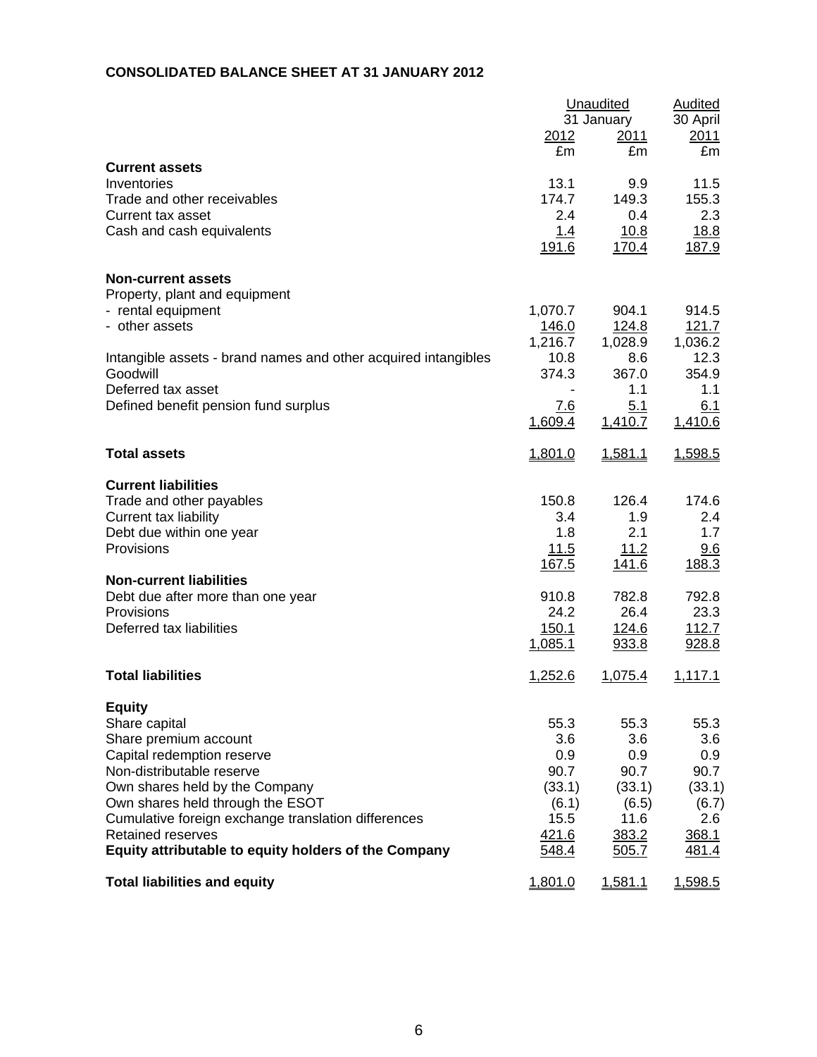## CONSOLIDATED BALANCE SHEET AT 31 JANUARY 2012

| | Unaudited | | Audited |
|---|---|---|---|
| | 31 January | | 30 April |
| | 2012 | 2011 | 2011 |
| | £m | £m | £m |
| **Current assets** | | | |
| Inventories | 13.1 | 9.9 | 11.5 |
| Trade and other receivables | 174.7 | 149.3 | 155.3 |
| Current tax asset | 2.4 | 0.4 | 2.3 |
| Cash and cash equivalents | 1.4 | 10.8 | 18.8 |
| | 191.6 | 170.4 | 187.9 |
| **Non-current assets** | | | |
| Property, plant and equipment | | | |
| - rental equipment | 1,070.7 | 904.1 | 914.5 |
| - other assets | 146.0 | 124.8 | 121.7 |
| | 1,216.7 | 1,028.9 | 1,036.2 |
| Intangible assets - brand names and other acquired intangibles | 10.8 | 8.6 | 12.3 |
| Goodwill | 374.3 | 367.0 | 354.9 |
| Deferred tax asset | - | 1.1 | 1.1 |
| Defined benefit pension fund surplus | 7.6 | 5.1 | 6.1 |
| | 1,609.4 | 1,410.7 | 1,410.6 |
| **Total assets** | 1,801.0 | 1,581.1 | 1,598.5 |
| **Current liabilities** | | | |
| Trade and other payables | 150.8 | 126.4 | 174.6 |
| Current tax liability | 3.4 | 1.9 | 2.4 |
| Debt due within one year | 1.8 | 2.1 | 1.7 |
| Provisions | 11.5 | 11.2 | 9.6 |
| | 167.5 | 141.6 | 188.3 |
| **Non-current liabilities** | | | |
| Debt due after more than one year | 910.8 | 782.8 | 792.8 |
| Provisions | 24.2 | 26.4 | 23.3 |
| Deferred tax liabilities | 150.1 | 124.6 | 112.7 |
| | 1,085.1 | 933.8 | 928.8 |
| **Total liabilities** | 1,252.6 | 1,075.4 | 1,117.1 |
| **Equity** | | | |
| Share capital | 55.3 | 55.3 | 55.3 |
| Share premium account | 3.6 | 3.6 | 3.6 |
| Capital redemption reserve | 0.9 | 0.9 | 0.9 |
| Non-distributable reserve | 90.7 | 90.7 | 90.7 |
| Own shares held by the Company | (33.1) | (33.1) | (33.1) |
| Own shares held through the ESOT | (6.1) | (6.5) | (6.7) |
| Cumulative foreign exchange translation differences | 15.5 | 11.6 | 2.6 |
| Retained reserves | 421.6 | 383.2 | 368.1 |
| **Equity attributable to equity holders of the Company** | 548.4 | 505.7 | 481.4 |
| **Total liabilities and equity** | 1,801.0 | 1,581.1 | 1,598.5 |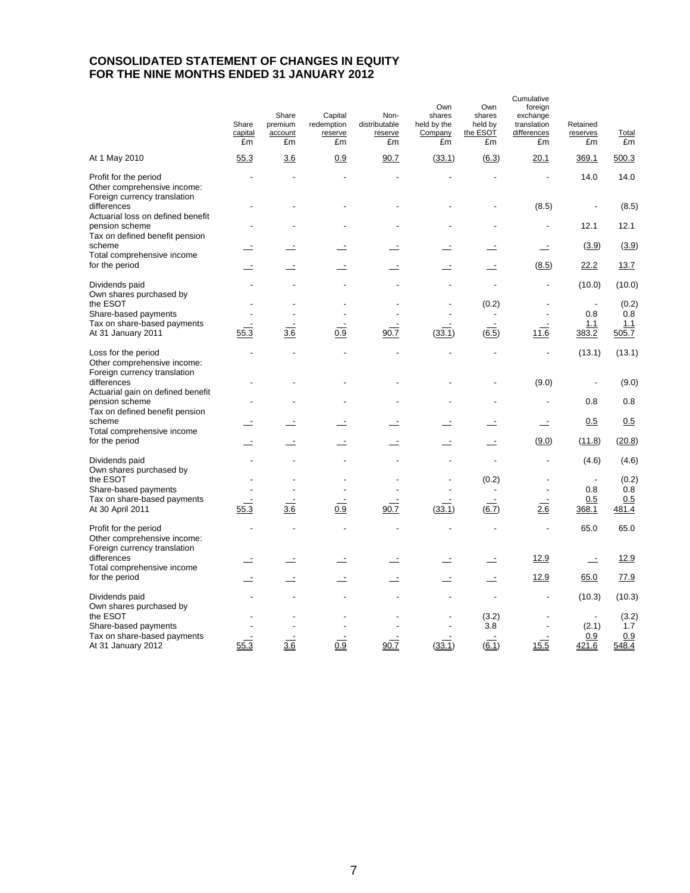# CONSOLIDATED STATEMENT OF CHANGES IN EQUITY
# FOR THE NINE MONTHS ENDED 31 JANUARY 2012

| | Share capital £m | Share premium account £m | Capital redemption reserve £m | Non-distributable reserve £m | Own shares held by the Company £m | Own shares held by the ESOT £m | Cumulative foreign exchange translation differences £m | Retained reserves £m | Total £m |
|---|---|---|---|---|---|---|---|---|---|
| At 1 May 2010 | 55.3 | 3.6 | 0.9 | 90.7 | (33.1) | (6.3) | 20.1 | 369.1 | 500.3 |
| Profit for the period | - | - | - | - | - | - | - | 14.0 | 14.0 |
| Other comprehensive income: | | | | | | | | | |
| Foreign currency translation differences | - | - | - | - | - | - | (8.5) | - | (8.5) |
| Actuarial loss on defined benefit pension scheme | - | - | - | - | - | - | - | 12.1 | 12.1 |
| Tax on defined benefit pension scheme | - | - | - | - | - | - | - | (3.9) | (3.9) |
| Total comprehensive income for the period | - | - | - | - | - | - | (8.5) | 22.2 | 13.7 |
| Dividends paid | - | - | - | - | - | - | - | (10.0) | (10.0) |
| Own shares purchased by the ESOT | - | - | - | - | - | (0.2) | - | - | (0.2) |
| Share-based payments | - | - | - | - | - | - | - | 0.8 | 0.8 |
| Tax on share-based payments | - | - | - | - | - | - | - | 1.1 | 1.1 |
| At 31 January 2011 | 55.3 | 3.6 | 0.9 | 90.7 | (33.1) | (6.5) | 11.6 | 383.2 | 505.7 |
| Loss for the period | - | - | - | - | - | - | - | (13.1) | (13.1) |
| Other comprehensive income: | | | | | | | | | |
| Foreign currency translation differences | - | - | - | - | - | - | (9.0) | - | (9.0) |
| Actuarial gain on defined benefit pension scheme | - | - | - | - | - | - | - | 0.8 | 0.8 |
| Tax on defined benefit pension scheme | - | - | - | - | - | - | - | 0.5 | 0.5 |
| Total comprehensive income for the period | - | - | - | - | - | - | (9.0) | (11.8) | (20.8) |
| Dividends paid | - | - | - | - | - | - | - | (4.6) | (4.6) |
| Own shares purchased by the ESOT | - | - | - | - | - | (0.2) | - | - | (0.2) |
| Share-based payments | - | - | - | - | - | - | - | 0.8 | 0.8 |
| Tax on share-based payments | - | - | - | - | - | - | - | 0.5 | 0.5 |
| At 30 April 2011 | 55.3 | 3.6 | 0.9 | 90.7 | (33.1) | (6.7) | 2.6 | 368.1 | 481.4 |
| Profit for the period | - | - | - | - | - | - | - | 65.0 | 65.0 |
| Other comprehensive income: | | | | | | | | | |
| Foreign currency translation differences | - | - | - | - | - | - | 12.9 | - | 12.9 |
| Total comprehensive income for the period | - | - | - | - | - | - | 12.9 | 65.0 | 77.9 |
| Dividends paid | - | - | - | - | - | - | - | (10.3) | (10.3) |
| Own shares purchased by the ESOT | - | - | - | - | - | (3.2) | - | - | (3.2) |
| Share-based payments | - | - | - | - | - | 3.8 | - | (2.1) | 1.7 |
| Tax on share-based payments | - | - | - | - | - | - | - | 0.9 | 0.9 |
| At 31 January 2012 | 55.3 | 3.6 | 0.9 | 90.7 | (33.1) | (6.1) | 15.5 | 421.6 | 548.4 |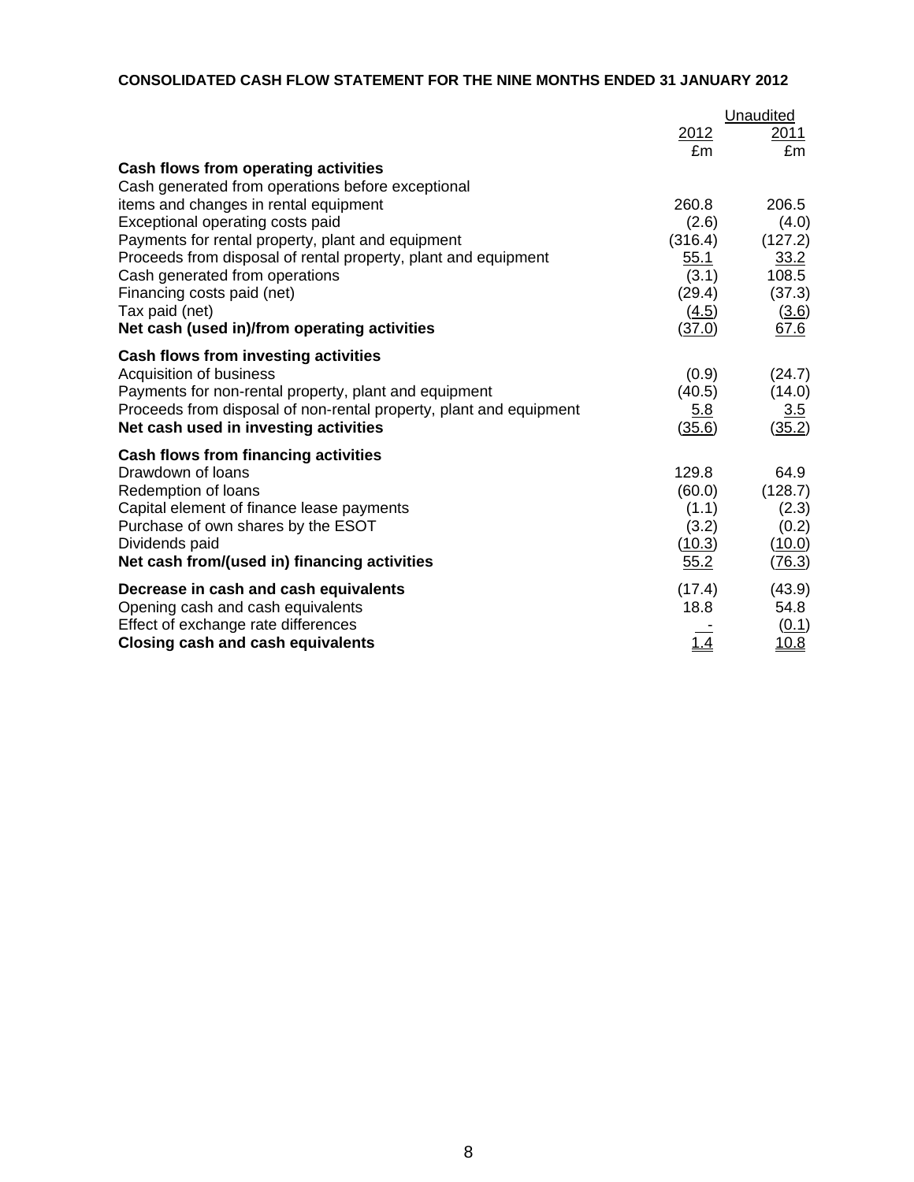**CONSOLIDATED CASH FLOW STATEMENT FOR THE NINE MONTHS ENDED 31 JANUARY 2012**

| | | Unaudited |
|---|---|---|
| | 2012 | 2011 |
| | £m | £m |
| **Cash flows from operating activities** | | |
| Cash generated from operations before exceptional items and changes in rental equipment | 260.8 | 206.5 |
| Exceptional operating costs paid | (2.6) | (4.0) |
| Payments for rental property, plant and equipment | (316.4) | (127.2) |
| Proceeds from disposal of rental property, plant and equipment | 55.1 | 33.2 |
| Cash generated from operations | (3.1) | 108.5 |
| Financing costs paid (net) | (29.4) | (37.3) |
| Tax paid (net) | (4.5) | (3.6) |
| **Net cash (used in)/from operating activities** | (37.0) | 67.6 |
| **Cash flows from investing activities** | | |
| Acquisition of business | (0.9) | (24.7) |
| Payments for non-rental property, plant and equipment | (40.5) | (14.0) |
| Proceeds from disposal of non-rental property, plant and equipment | 5.8 | 3.5 |
| **Net cash used in investing activities** | (35.6) | (35.2) |
| **Cash flows from financing activities** | | |
| Drawdown of loans | 129.8 | 64.9 |
| Redemption of loans | (60.0) | (128.7) |
| Capital element of finance lease payments | (1.1) | (2.3) |
| Purchase of own shares by the ESOT | (3.2) | (0.2) |
| Dividends paid | (10.3) | (10.0) |
| **Net cash from/(used in) financing activities** | 55.2 | (76.3) |
| **Decrease in cash and cash equivalents** | (17.4) | (43.9) |
| Opening cash and cash equivalents | 18.8 | 54.8 |
| Effect of exchange rate differences | - | (0.1) |
| **Closing cash and cash equivalents** | 1.4 | 10.8 |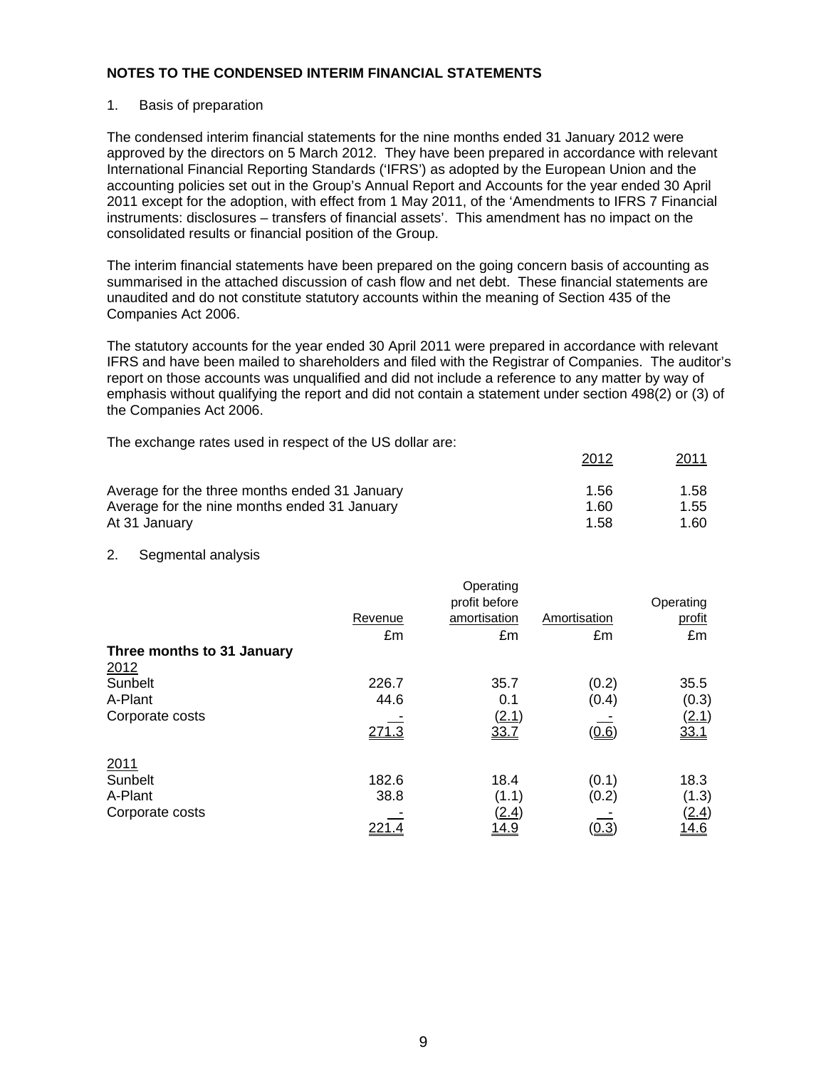## NOTES TO THE CONDENSED INTERIM FINANCIAL STATEMENTS

1. Basis of preparation

The condensed interim financial statements for the nine months ended 31 January 2012 were approved by the directors on 5 March 2012. They have been prepared in accordance with relevant International Financial Reporting Standards ('IFRS') as adopted by the European Union and the accounting policies set out in the Group's Annual Report and Accounts for the year ended 30 April 2011 except for the adoption, with effect from 1 May 2011, of the 'Amendments to IFRS 7 Financial instruments: disclosures – transfers of financial assets'. This amendment has no impact on the consolidated results or financial position of the Group.

The interim financial statements have been prepared on the going concern basis of accounting as summarised in the attached discussion of cash flow and net debt. These financial statements are unaudited and do not constitute statutory accounts within the meaning of Section 435 of the Companies Act 2006.

The statutory accounts for the year ended 30 April 2011 were prepared in accordance with relevant IFRS and have been mailed to shareholders and filed with the Registrar of Companies. The auditor's report on those accounts was unqualified and did not include a reference to any matter by way of emphasis without qualifying the report and did not contain a statement under section 498(2) or (3) of the Companies Act 2006.

The exchange rates used in respect of the US dollar are:

| | 2012 | 2011 |
|---|---|---|
| Average for the three months ended 31 January | 1.56 | 1.58 |
| Average for the nine months ended 31 January | 1.60 | 1.55 |
| At 31 January | 1.58 | 1.60 |

2. Segmental analysis

| | Revenue | Operating profit before amortisation | Amortisation | Operating profit |
|---|---|---|---|---|
| | £m | £m | £m | £m |
| **Three months to 31 January** | | | | |
| 2012 | | | | |
| Sunbelt | 226.7 | 35.7 | (0.2) | 35.5 |
| A-Plant | 44.6 | 0.1 | (0.4) | (0.3) |
| Corporate costs | - | (2.1) | - | (2.1) |
| | 271.3 | 33.7 | (0.6) | 33.1 |
| 2011 | | | | |
| Sunbelt | 182.6 | 18.4 | (0.1) | 18.3 |
| A-Plant | 38.8 | (1.1) | (0.2) | (1.3) |
| Corporate costs | - | (2.4) | - | (2.4) |
| | 221.4 | 14.9 | (0.3) | 14.6 |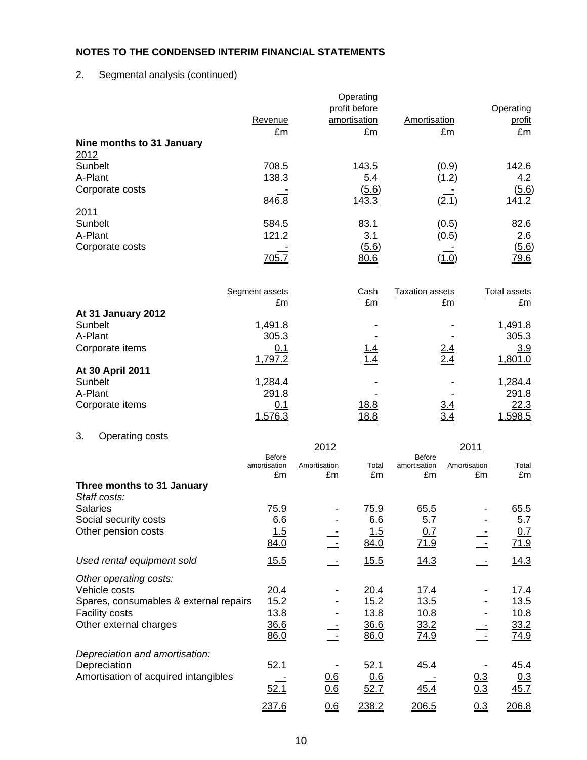## NOTES TO THE CONDENSED INTERIM FINANCIAL STATEMENTS

2. Segmental analysis (continued)

| | Revenue | Operating profit before amortisation | Amortisation | Operating profit |
|---|---|---|---|---|
| | £m | £m | £m | £m |
| **Nine months to 31 January** | | | | |
| 2012 | | | | |
| Sunbelt | 708.5 | 143.5 | (0.9) | 142.6 |
| A-Plant | 138.3 | 5.4 | (1.2) | 4.2 |
| Corporate costs | - | (5.6) | - | (5.6) |
| | 846.8 | 143.3 | (2.1) | 141.2 |
| 2011 | | | | |
| Sunbelt | 584.5 | 83.1 | (0.5) | 82.6 |
| A-Plant | 121.2 | 3.1 | (0.5) | 2.6 |
| Corporate costs | - | (5.6) | - | (5.6) |
| | 705.7 | 80.6 | (1.0) | 79.6 |

| | Segment assets | Cash | Taxation assets | Total assets |
|---|---|---|---|---|
| | £m | £m | £m | £m |
| **At 31 January 2012** | | | | |
| Sunbelt | 1,491.8 | - | - | 1,491.8 |
| A-Plant | 305.3 | - | - | 305.3 |
| Corporate items | 0.1 | 1.4 | 2.4 | 3.9 |
| | 1,797.2 | 1.4 | 2.4 | 1,801.0 |
| **At 30 April 2011** | | | | |
| Sunbelt | 1,284.4 | - | - | 1,284.4 |
| A-Plant | 291.8 | - | - | 291.8 |
| Corporate items | 0.1 | 18.8 | 3.4 | 22.3 |
| | 1,576.3 | 18.8 | 3.4 | 1,598.5 |

3. Operating costs

| | 2012 | | | 2011 | | |
|---|---|---|---|---|---|---|
| | Before amortisation | Amortisation | Total | Before amortisation | Amortisation | Total |
| | £m | £m | £m | £m | £m | £m |
| **Three months to 31 January** | | | | | | |
| *Staff costs:* | | | | | | |
| Salaries | 75.9 | - | 75.9 | 65.5 | - | 65.5 |
| Social security costs | 6.6 | - | 6.6 | 5.7 | - | 5.7 |
| Other pension costs | 1.5 | - | 1.5 | 0.7 | - | 0.7 |
| | 84.0 | - | 84.0 | 71.9 | - | 71.9 |
| *Used rental equipment sold* | 15.5 | - | 15.5 | 14.3 | - | 14.3 |
| *Other operating costs:* | | | | | | |
| Vehicle costs | 20.4 | - | 20.4 | 17.4 | - | 17.4 |
| Spares, consumables & external repairs | 15.2 | - | 15.2 | 13.5 | - | 13.5 |
| Facility costs | 13.8 | - | 13.8 | 10.8 | - | 10.8 |
| Other external charges | 36.6 | - | 36.6 | 33.2 | - | 33.2 |
| | 86.0 | - | 86.0 | 74.9 | - | 74.9 |
| *Depreciation and amortisation:* | | | | | | |
| Depreciation | 52.1 | - | 52.1 | 45.4 | - | 45.4 |
| Amortisation of acquired intangibles | - | 0.6 | 0.6 | - | 0.3 | 0.3 |
| | 52.1 | 0.6 | 52.7 | 45.4 | 0.3 | 45.7 |
| | 237.6 | 0.6 | 238.2 | 206.5 | 0.3 | 206.8 |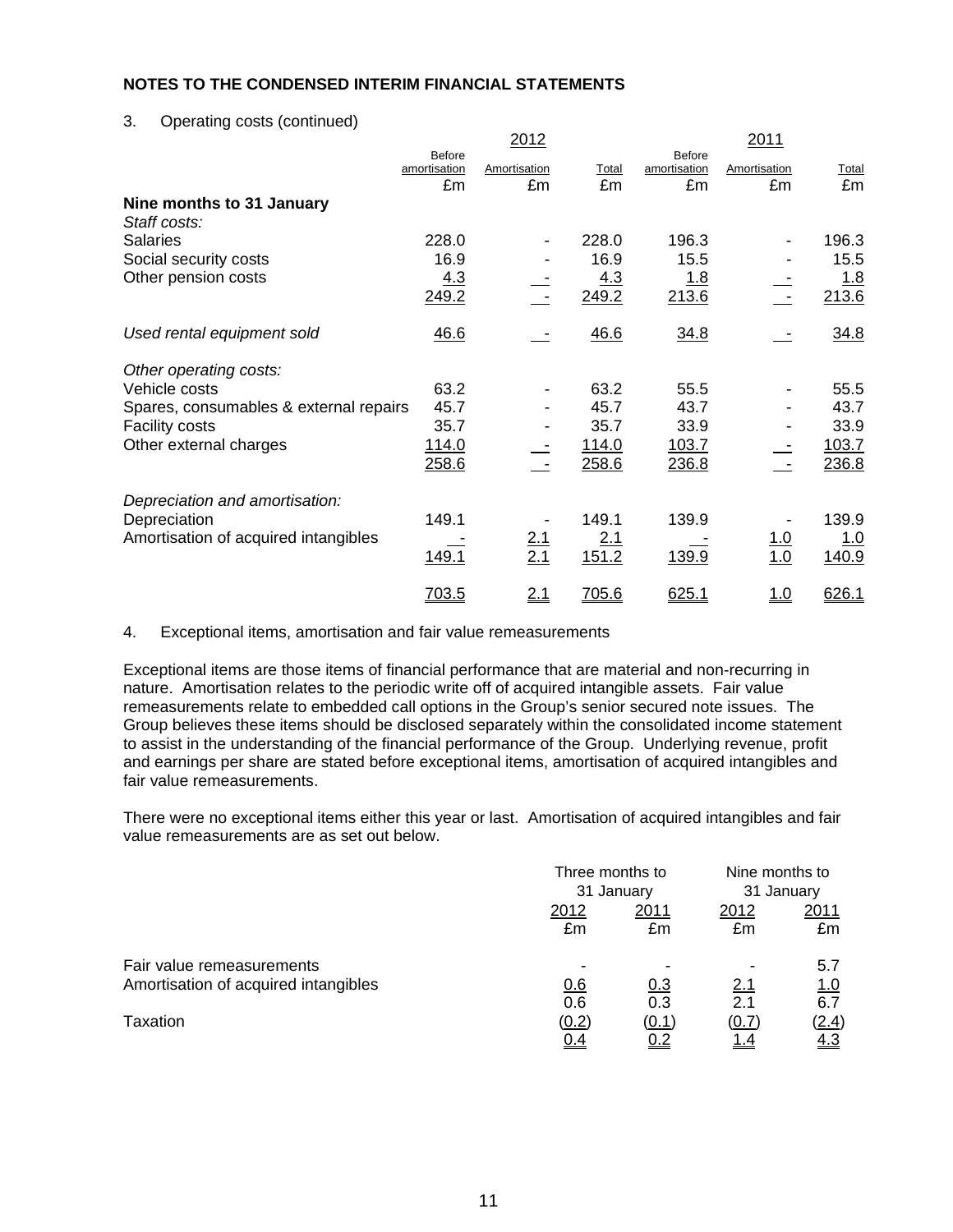## NOTES TO THE CONDENSED INTERIM FINANCIAL STATEMENTS

3. Operating costs (continued)

| | 2012 | | | 2011 | | |
|---|---|---|---|---|---|---|
| | Before amortisation | Amortisation | Total | Before amortisation | Amortisation | Total |
| | £m | £m | £m | £m | £m | £m |
| **Nine months to 31 January** | | | | | | |
| *Staff costs:* | | | | | | |
| Salaries | 228.0 | - | 228.0 | 196.3 | - | 196.3 |
| Social security costs | 16.9 | - | 16.9 | 15.5 | - | 15.5 |
| Other pension costs | 4.3 | - | 4.3 | 1.8 | - | 1.8 |
| | 249.2 | - | 249.2 | 213.6 | - | 213.6 |
| *Used rental equipment sold* | 46.6 | - | 46.6 | 34.8 | - | 34.8 |
| *Other operating costs:* | | | | | | |
| Vehicle costs | 63.2 | - | 63.2 | 55.5 | - | 55.5 |
| Spares, consumables & external repairs | 45.7 | - | 45.7 | 43.7 | - | 43.7 |
| Facility costs | 35.7 | - | 35.7 | 33.9 | - | 33.9 |
| Other external charges | 114.0 | - | 114.0 | 103.7 | - | 103.7 |
| | 258.6 | - | 258.6 | 236.8 | - | 236.8 |
| *Depreciation and amortisation:* | | | | | | |
| Depreciation | 149.1 | - | 149.1 | 139.9 | - | 139.9 |
| Amortisation of acquired intangibles | - | 2.1 | 2.1 | - | 1.0 | 1.0 |
| | 149.1 | 2.1 | 151.2 | 139.9 | 1.0 | 140.9 |
| | 703.5 | 2.1 | 705.6 | 625.1 | 1.0 | 626.1 |

4. Exceptional items, amortisation and fair value remeasurements

Exceptional items are those items of financial performance that are material and non-recurring in nature. Amortisation relates to the periodic write off of acquired intangible assets. Fair value remeasurements relate to embedded call options in the Group's senior secured note issues. The Group believes these items should be disclosed separately within the consolidated income statement to assist in the understanding of the financial performance of the Group. Underlying revenue, profit and earnings per share are stated before exceptional items, amortisation of acquired intangibles and fair value remeasurements.

There were no exceptional items either this year or last. Amortisation of acquired intangibles and fair value remeasurements are as set out below.

| | Three months to 31 January | | Nine months to 31 January | |
|---|---|---|---|---|
| | 2012 | 2011 | 2012 | 2011 |
| | £m | £m | £m | £m |
| Fair value remeasurements | - | - | - | 5.7 |
| Amortisation of acquired intangibles | 0.6 | 0.3 | 2.1 | 1.0 |
| | 0.6 | 0.3 | 2.1 | 6.7 |
| Taxation | (0.2) | (0.1) | (0.7) | (2.4) |
| | 0.4 | 0.2 | 1.4 | 4.3 |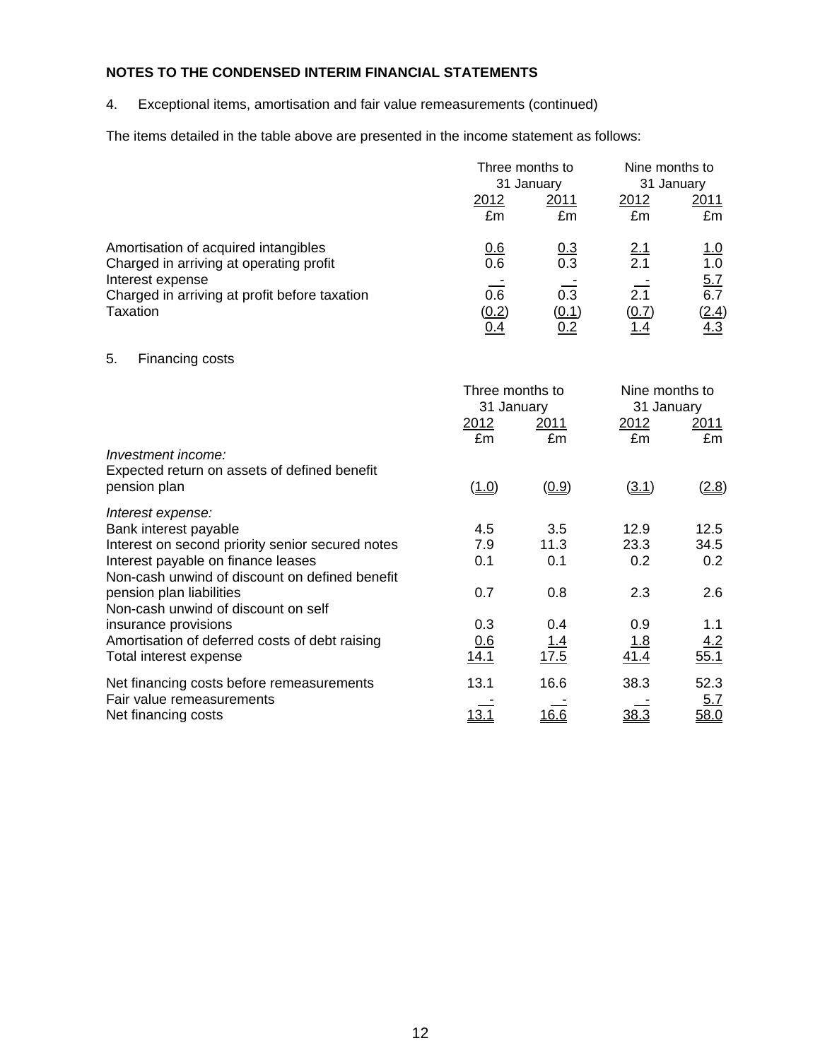**NOTES TO THE CONDENSED INTERIM FINANCIAL STATEMENTS**

4. Exceptional items, amortisation and fair value remeasurements (continued)

The items detailed in the table above are presented in the income statement as follows:

| | Three months to 31 January | | Nine months to 31 January | |
|---|---|---|---|---|
| | 2012 | 2011 | 2012 | 2011 |
| | £m | £m | £m | £m |
| Amortisation of acquired intangibles | 0.6 | 0.3 | 2.1 | 1.0 |
| Charged in arriving at operating profit | 0.6 | 0.3 | 2.1 | 1.0 |
| Interest expense | - | - | - | 5.7 |
| Charged in arriving at profit before taxation | 0.6 | 0.3 | 2.1 | 6.7 |
| Taxation | (0.2) | (0.1) | (0.7) | (2.4) |
| | 0.4 | 0.2 | 1.4 | 4.3 |

5. Financing costs

| | Three months to 31 January | | Nine months to 31 January | |
|---|---|---|---|---|
| | 2012 | 2011 | 2012 | 2011 |
| | £m | £m | £m | £m |
| *Investment income:* | | | | |
| Expected return on assets of defined benefit pension plan | (1.0) | (0.9) | (3.1) | (2.8) |
| *Interest expense:* | | | | |
| Bank interest payable | 4.5 | 3.5 | 12.9 | 12.5 |
| Interest on second priority senior secured notes | 7.9 | 11.3 | 23.3 | 34.5 |
| Interest payable on finance leases | 0.1 | 0.1 | 0.2 | 0.2 |
| Non-cash unwind of discount on defined benefit pension plan liabilities | 0.7 | 0.8 | 2.3 | 2.6 |
| Non-cash unwind of discount on self insurance provisions | 0.3 | 0.4 | 0.9 | 1.1 |
| Amortisation of deferred costs of debt raising | 0.6 | 1.4 | 1.8 | 4.2 |
| Total interest expense | 14.1 | 17.5 | 41.4 | 55.1 |
| Net financing costs before remeasurements | 13.1 | 16.6 | 38.3 | 52.3 |
| Fair value remeasurements | - | - | - | 5.7 |
| Net financing costs | 13.1 | 16.6 | 38.3 | 58.0 |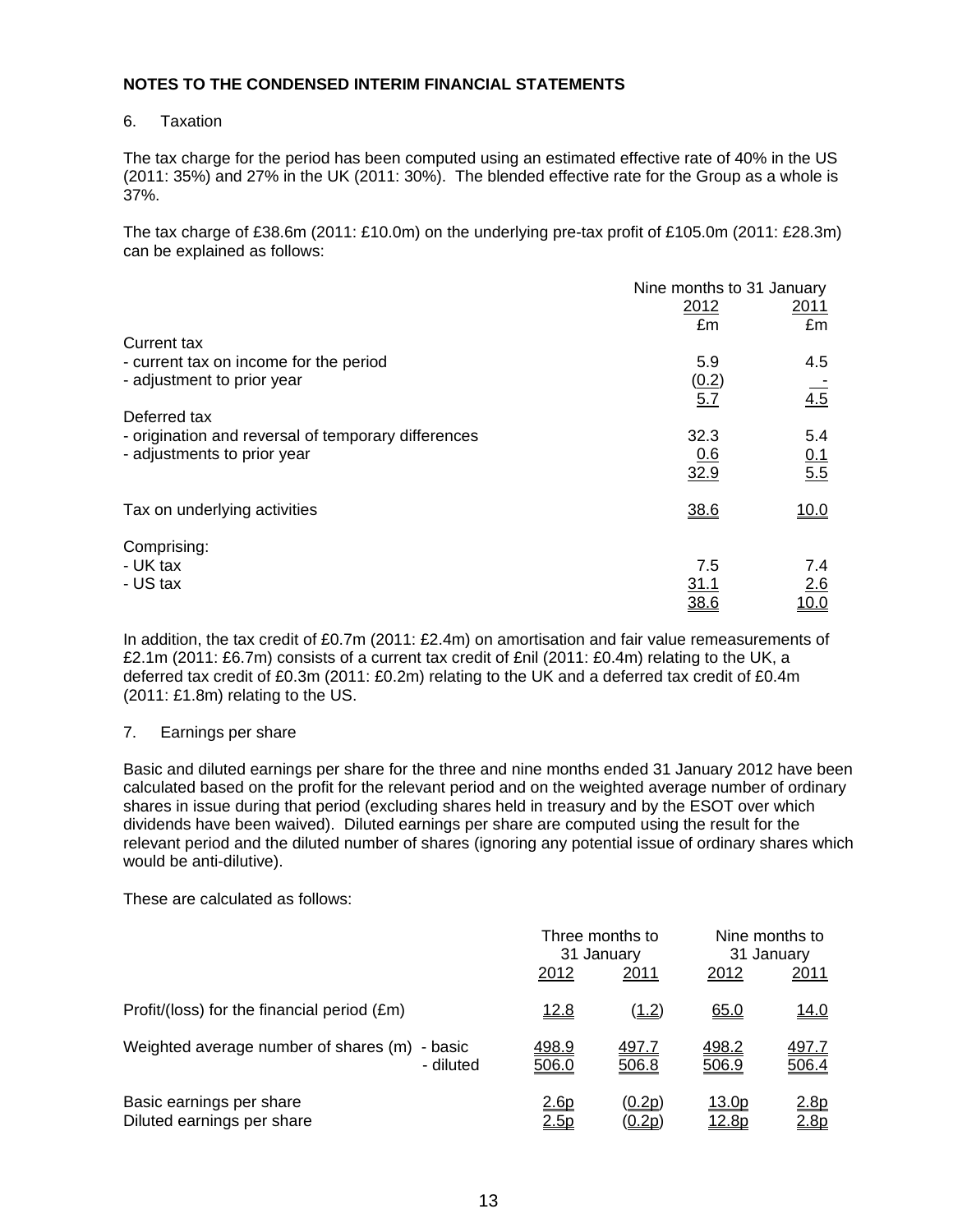**NOTES TO THE CONDENSED INTERIM FINANCIAL STATEMENTS**

6. Taxation

The tax charge for the period has been computed using an estimated effective rate of 40% in the US (2011: 35%) and 27% in the UK (2011: 30%). The blended effective rate for the Group as a whole is 37%.

The tax charge of £38.6m (2011: £10.0m) on the underlying pre-tax profit of £105.0m (2011: £28.3m) can be explained as follows:

| | Nine months to 31 January | |
|---|---|---|
| | 2012 | 2011 |
| | £m | £m |
| Current tax | | |
| - current tax on income for the period | 5.9 | 4.5 |
| - adjustment to prior year | (0.2) | - |
| | 5.7 | 4.5 |
| Deferred tax | | |
| - origination and reversal of temporary differences | 32.3 | 5.4 |
| - adjustments to prior year | 0.6 | 0.1 |
| | 32.9 | 5.5 |
| Tax on underlying activities | 38.6 | 10.0 |
| Comprising: | | |
| - UK tax | 7.5 | 7.4 |
| - US tax | 31.1 | 2.6 |
| | 38.6 | 10.0 |

In addition, the tax credit of £0.7m (2011: £2.4m) on amortisation and fair value remeasurements of £2.1m (2011: £6.7m) consists of a current tax credit of £nil (2011: £0.4m) relating to the UK, a deferred tax credit of £0.3m (2011: £0.2m) relating to the UK and a deferred tax credit of £0.4m (2011: £1.8m) relating to the US.

7. Earnings per share

Basic and diluted earnings per share for the three and nine months ended 31 January 2012 have been calculated based on the profit for the relevant period and on the weighted average number of ordinary shares in issue during that period (excluding shares held in treasury and by the ESOT over which dividends have been waived). Diluted earnings per share are computed using the result for the relevant period and the diluted number of shares (ignoring any potential issue of ordinary shares which would be anti-dilutive).

These are calculated as follows:

| | | Three months to 31 January | | Nine months to 31 January | |
|---|---|---|---|---|---|
| | | 2012 | 2011 | 2012 | 2011 |
| Profit/(loss) for the financial period (£m) | | 12.8 | (1.2) | 65.0 | 14.0 |
| Weighted average number of shares (m) | - basic | 498.9 | 497.7 | 498.2 | 497.7 |
| | - diluted | 506.0 | 506.8 | 506.9 | 506.4 |
| Basic earnings per share | | 2.6p | (0.2p) | 13.0p | 2.8p |
| Diluted earnings per share | | 2.5p | (0.2p) | 12.8p | 2.8p |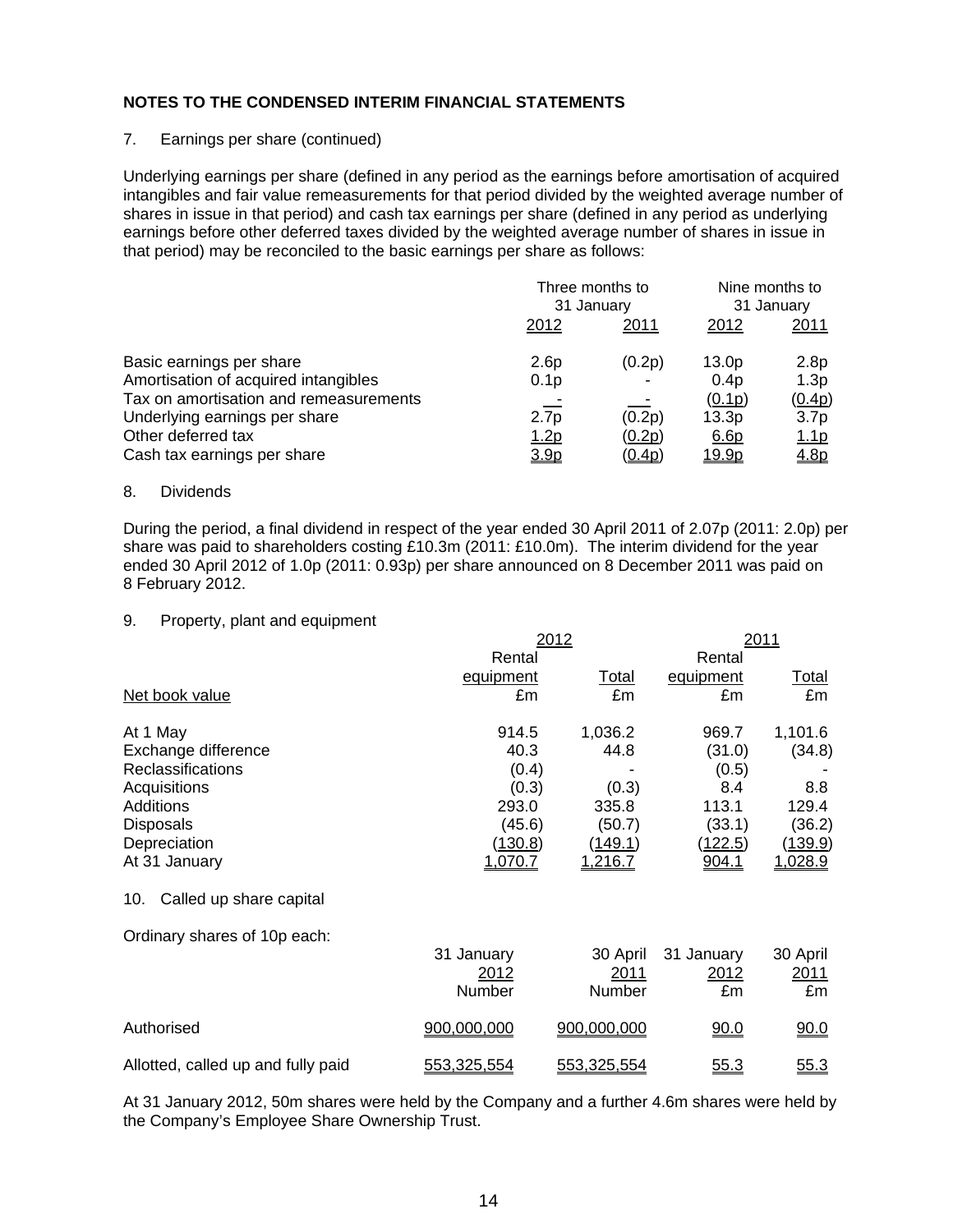## NOTES TO THE CONDENSED INTERIM FINANCIAL STATEMENTS

7. Earnings per share (continued)

Underlying earnings per share (defined in any period as the earnings before amortisation of acquired intangibles and fair value remeasurements for that period divided by the weighted average number of shares in issue in that period) and cash tax earnings per share (defined in any period as underlying earnings before other deferred taxes divided by the weighted average number of shares in issue in that period) may be reconciled to the basic earnings per share as follows:

| | Three months to 31 January | | Nine months to 31 January | |
|---|---|---|---|---|
| | 2012 | 2011 | 2012 | 2011 |
| Basic earnings per share | 2.6p | (0.2p) | 13.0p | 2.8p |
| Amortisation of acquired intangibles | 0.1p | - | 0.4p | 1.3p |
| Tax on amortisation and remeasurements | - | - | (0.1p) | (0.4p) |
| Underlying earnings per share | 2.7p | (0.2p) | 13.3p | 3.7p |
| Other deferred tax | 1.2p | (0.2p) | 6.6p | 1.1p |
| Cash tax earnings per share | 3.9p | (0.4p) | 19.9p | 4.8p |

8. Dividends

During the period, a final dividend in respect of the year ended 30 April 2011 of 2.07p (2011: 2.0p) per share was paid to shareholders costing £10.3m (2011: £10.0m). The interim dividend for the year ended 30 April 2012 of 1.0p (2011: 0.93p) per share announced on 8 December 2011 was paid on 8 February 2012.

9. Property, plant and equipment

| | 2012 | | 2011 | |
|---|---|---|---|---|
| | Rental equipment | Total | Rental equipment | Total |
| Net book value | £m | £m | £m | £m |
| At 1 May | 914.5 | 1,036.2 | 969.7 | 1,101.6 |
| Exchange difference | 40.3 | 44.8 | (31.0) | (34.8) |
| Reclassifications | (0.4) | - | (0.5) | - |
| Acquisitions | (0.3) | (0.3) | 8.4 | 8.8 |
| Additions | 293.0 | 335.8 | 113.1 | 129.4 |
| Disposals | (45.6) | (50.7) | (33.1) | (36.2) |
| Depreciation | (130.8) | (149.1) | (122.5) | (139.9) |
| At 31 January | 1,070.7 | 1,216.7 | 904.1 | 1,028.9 |

10. Called up share capital

Ordinary shares of 10p each:

| | 31 January 2012 | 30 April 2011 | 31 January 2012 | 30 April 2011 |
|---|---|---|---|---|
| | Number | Number | £m | £m |
| Authorised | 900,000,000 | 900,000,000 | 90.0 | 90.0 |
| Allotted, called up and fully paid | 553,325,554 | 553,325,554 | 55.3 | 55.3 |

At 31 January 2012, 50m shares were held by the Company and a further 4.6m shares were held by the Company's Employee Share Ownership Trust.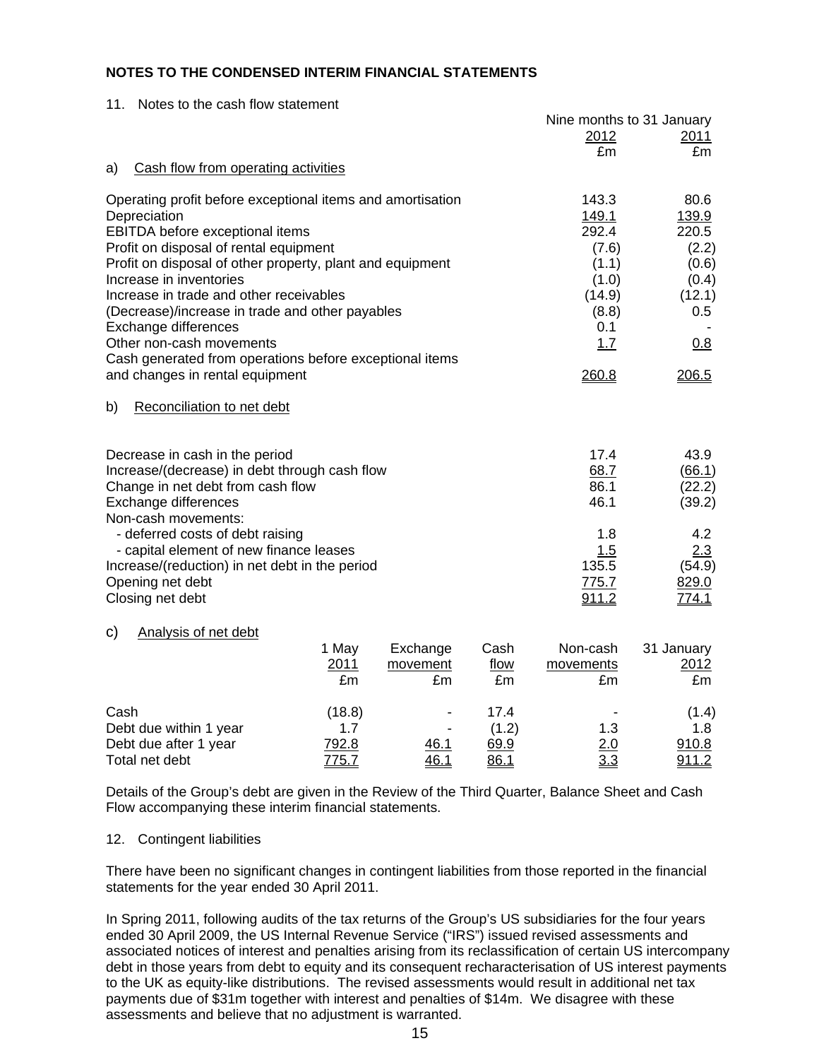## NOTES TO THE CONDENSED INTERIM FINANCIAL STATEMENTS

11. Notes to the cash flow statement

a) Cash flow from operating activities

| | Nine months to 31 January 2012 £m | Nine months to 31 January 2011 £m |
|---|---|---|
| Operating profit before exceptional items and amortisation | 143.3 | 80.6 |
| Depreciation | 149.1 | 139.9 |
| EBITDA before exceptional items | 292.4 | 220.5 |
| Profit on disposal of rental equipment | (7.6) | (2.2) |
| Profit on disposal of other property, plant and equipment | (1.1) | (0.6) |
| Increase in inventories | (1.0) | (0.4) |
| Increase in trade and other receivables | (14.9) | (12.1) |
| (Decrease)/increase in trade and other payables | (8.8) | 0.5 |
| Exchange differences | 0.1 | - |
| Other non-cash movements | 1.7 | 0.8 |
| Cash generated from operations before exceptional items and changes in rental equipment | 260.8 | 206.5 |

b) Reconciliation to net debt

| | 2012 £m | 2011 £m |
|---|---|---|
| Decrease in cash in the period | 17.4 | 43.9 |
| Increase/(decrease) in debt through cash flow | 68.7 | (66.1) |
| Change in net debt from cash flow | 86.1 | (22.2) |
| Exchange differences | 46.1 | (39.2) |
| Non-cash movements: | | |
| - deferred costs of debt raising | 1.8 | 4.2 |
| - capital element of new finance leases | 1.5 | 2.3 |
| Increase/(reduction) in net debt in the period | 135.5 | (54.9) |
| Opening net debt | 775.7 | 829.0 |
| Closing net debt | 911.2 | 774.1 |

c) Analysis of net debt

| | 1 May 2011 £m | Exchange movement £m | Cash flow £m | Non-cash movements £m | 31 January 2012 £m |
|---|---|---|---|---|---|
| Cash | (18.8) | - | 17.4 | - | (1.4) |
| Debt due within 1 year | 1.7 | - | (1.2) | 1.3 | 1.8 |
| Debt due after 1 year | 792.8 | 46.1 | 69.9 | 2.0 | 910.8 |
| Total net debt | 775.7 | 46.1 | 86.1 | 3.3 | 911.2 |

Details of the Group's debt are given in the Review of the Third Quarter, Balance Sheet and Cash Flow accompanying these interim financial statements.

12. Contingent liabilities

There have been no significant changes in contingent liabilities from those reported in the financial statements for the year ended 30 April 2011.

In Spring 2011, following audits of the tax returns of the Group's US subsidiaries for the four years ended 30 April 2009, the US Internal Revenue Service ("IRS") issued revised assessments and associated notices of interest and penalties arising from its reclassification of certain US intercompany debt in those years from debt to equity and its consequent recharacterisation of US interest payments to the UK as equity-like distributions. The revised assessments would result in additional net tax payments due of \$31m together with interest and penalties of \$14m. We disagree with these assessments and believe that no adjustment is warranted.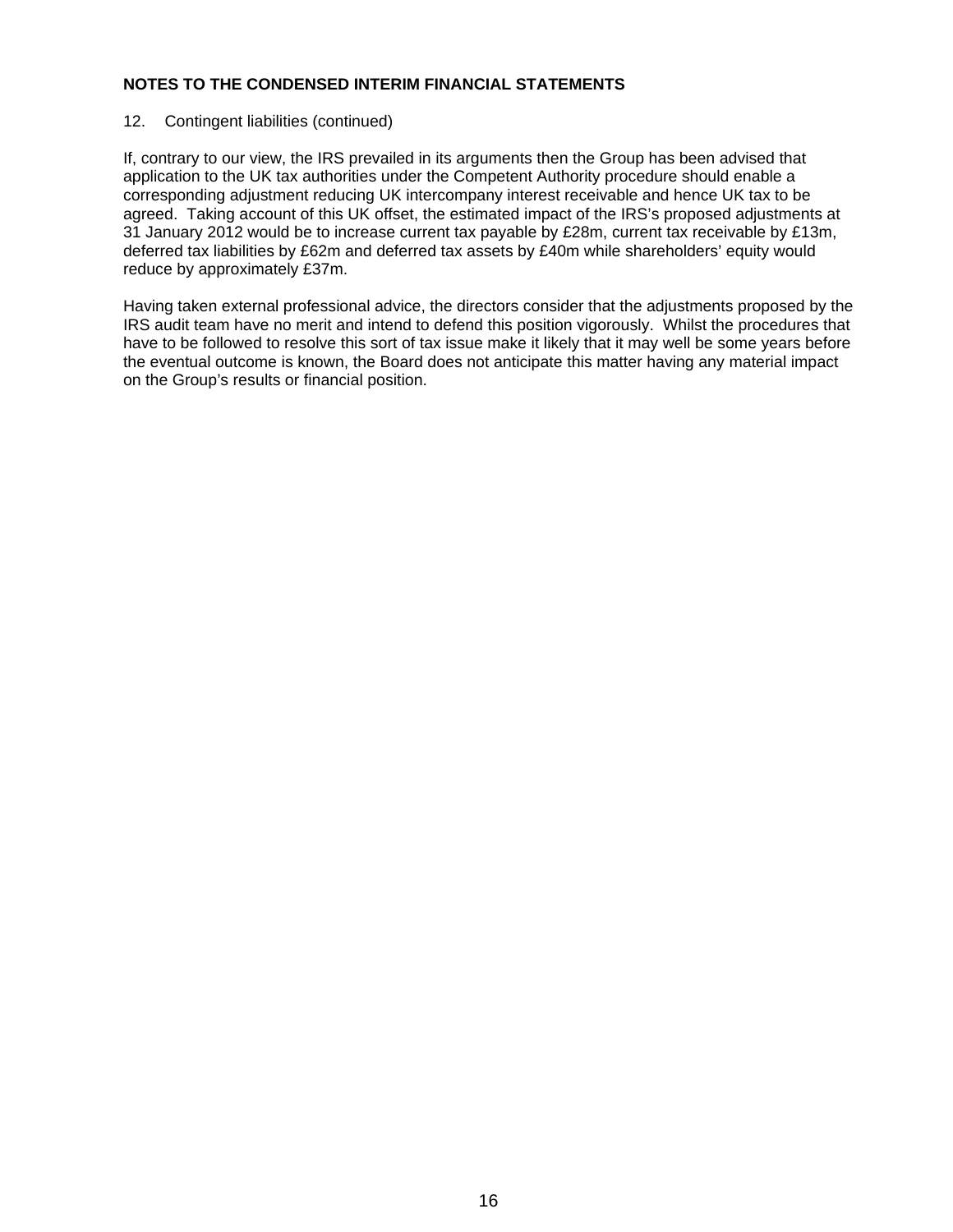**NOTES TO THE CONDENSED INTERIM FINANCIAL STATEMENTS**

12. Contingent liabilities (continued)

If, contrary to our view, the IRS prevailed in its arguments then the Group has been advised that application to the UK tax authorities under the Competent Authority procedure should enable a corresponding adjustment reducing UK intercompany interest receivable and hence UK tax to be agreed. Taking account of this UK offset, the estimated impact of the IRS's proposed adjustments at 31 January 2012 would be to increase current tax payable by £28m, current tax receivable by £13m, deferred tax liabilities by £62m and deferred tax assets by £40m while shareholders' equity would reduce by approximately £37m.

Having taken external professional advice, the directors consider that the adjustments proposed by the IRS audit team have no merit and intend to defend this position vigorously. Whilst the procedures that have to be followed to resolve this sort of tax issue make it likely that it may well be some years before the eventual outcome is known, the Board does not anticipate this matter having any material impact on the Group's results or financial position.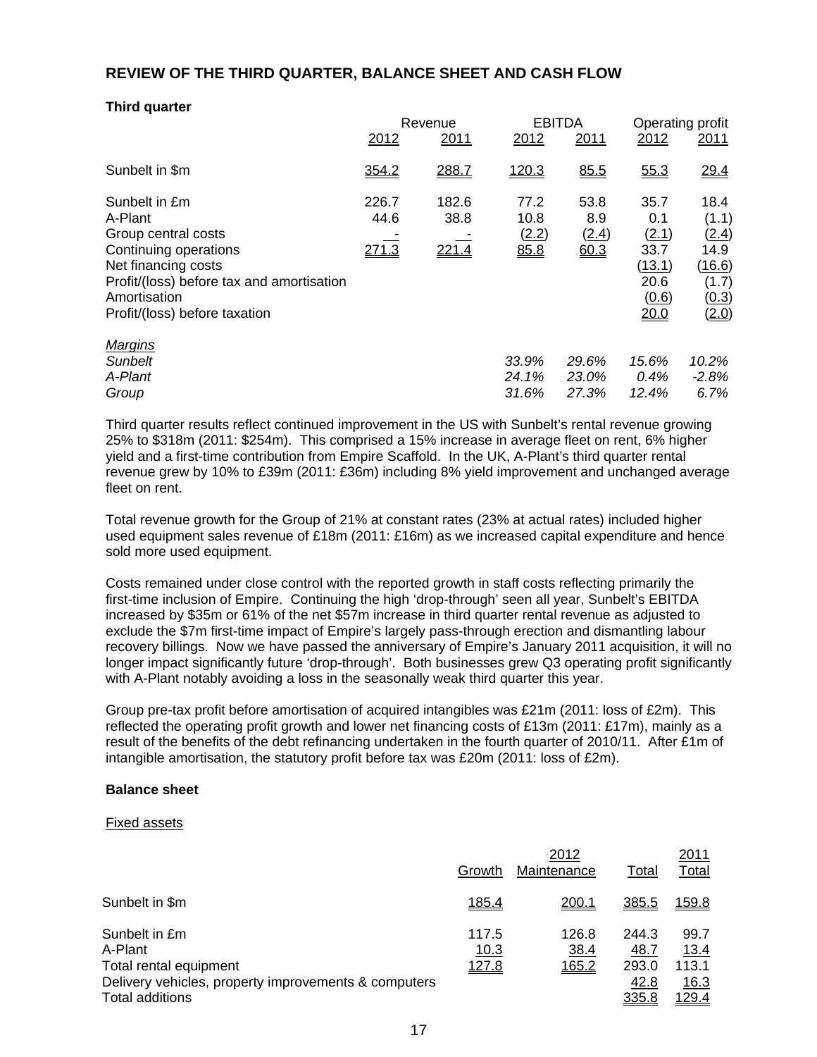## REVIEW OF THE THIRD QUARTER, BALANCE SHEET AND CASH FLOW

### Third quarter

| | Revenue | | EBITDA | | Operating profit | |
|---|---|---|---|---|---|---|
| | 2012 | 2011 | 2012 | 2011 | 2012 | 2011 |
| Sunbelt in $m | 354.2 | 288.7 | 120.3 | 85.5 | 55.3 | 29.4 |
| Sunbelt in £m | 226.7 | 182.6 | 77.2 | 53.8 | 35.7 | 18.4 |
| A-Plant | 44.6 | 38.8 | 10.8 | 8.9 | 0.1 | (1.1) |
| Group central costs | - | - | (2.2) | (2.4) | (2.1) | (2.4) |
| Continuing operations | 271.3 | 221.4 | 85.8 | 60.3 | 33.7 | 14.9 |
| Net financing costs | | | | | (13.1) | (16.6) |
| Profit/(loss) before tax and amortisation | | | | | 20.6 | (1.7) |
| Amortisation | | | | | (0.6) | (0.3) |
| Profit/(loss) before taxation | | | | | 20.0 | (2.0) |
| *Margins* | | | | | | |
| *Sunbelt* | | | *33.9%* | *29.6%* | *15.6%* | *10.2%* |
| *A-Plant* | | | *24.1%* | *23.0%* | *0.4%* | *-2.8%* |
| *Group* | | | *31.6%* | *27.3%* | *12.4%* | *6.7%* |

Third quarter results reflect continued improvement in the US with Sunbelt's rental revenue growing 25% to $318m (2011: $254m). This comprised a 15% increase in average fleet on rent, 6% higher yield and a first-time contribution from Empire Scaffold. In the UK, A-Plant's third quarter rental revenue grew by 10% to £39m (2011: £36m) including 8% yield improvement and unchanged average fleet on rent.

Total revenue growth for the Group of 21% at constant rates (23% at actual rates) included higher used equipment sales revenue of £18m (2011: £16m) as we increased capital expenditure and hence sold more used equipment.

Costs remained under close control with the reported growth in staff costs reflecting primarily the first-time inclusion of Empire. Continuing the high 'drop-through' seen all year, Sunbelt's EBITDA increased by $35m or 61% of the net $57m increase in third quarter rental revenue as adjusted to exclude the $7m first-time impact of Empire's largely pass-through erection and dismantling labour recovery billings. Now we have passed the anniversary of Empire's January 2011 acquisition, it will no longer impact significantly future 'drop-through'. Both businesses grew Q3 operating profit significantly with A-Plant notably avoiding a loss in the seasonally weak third quarter this year.

Group pre-tax profit before amortisation of acquired intangibles was £21m (2011: loss of £2m). This reflected the operating profit growth and lower net financing costs of £13m (2011: £17m), mainly as a result of the benefits of the debt refinancing undertaken in the fourth quarter of 2010/11. After £1m of intangible amortisation, the statutory profit before tax was £20m (2011: loss of £2m).

### Balance sheet

Fixed assets

| | 2012 | | | 2011 |
|---|---|---|---|---|
| | Growth | Maintenance | Total | Total |
| Sunbelt in $m | 185.4 | 200.1 | 385.5 | 159.8 |
| Sunbelt in £m | 117.5 | 126.8 | 244.3 | 99.7 |
| A-Plant | 10.3 | 38.4 | 48.7 | 13.4 |
| Total rental equipment | 127.8 | 165.2 | 293.0 | 113.1 |
| Delivery vehicles, property improvements & computers | | | 42.8 | 16.3 |
| Total additions | | | 335.8 | 129.4 |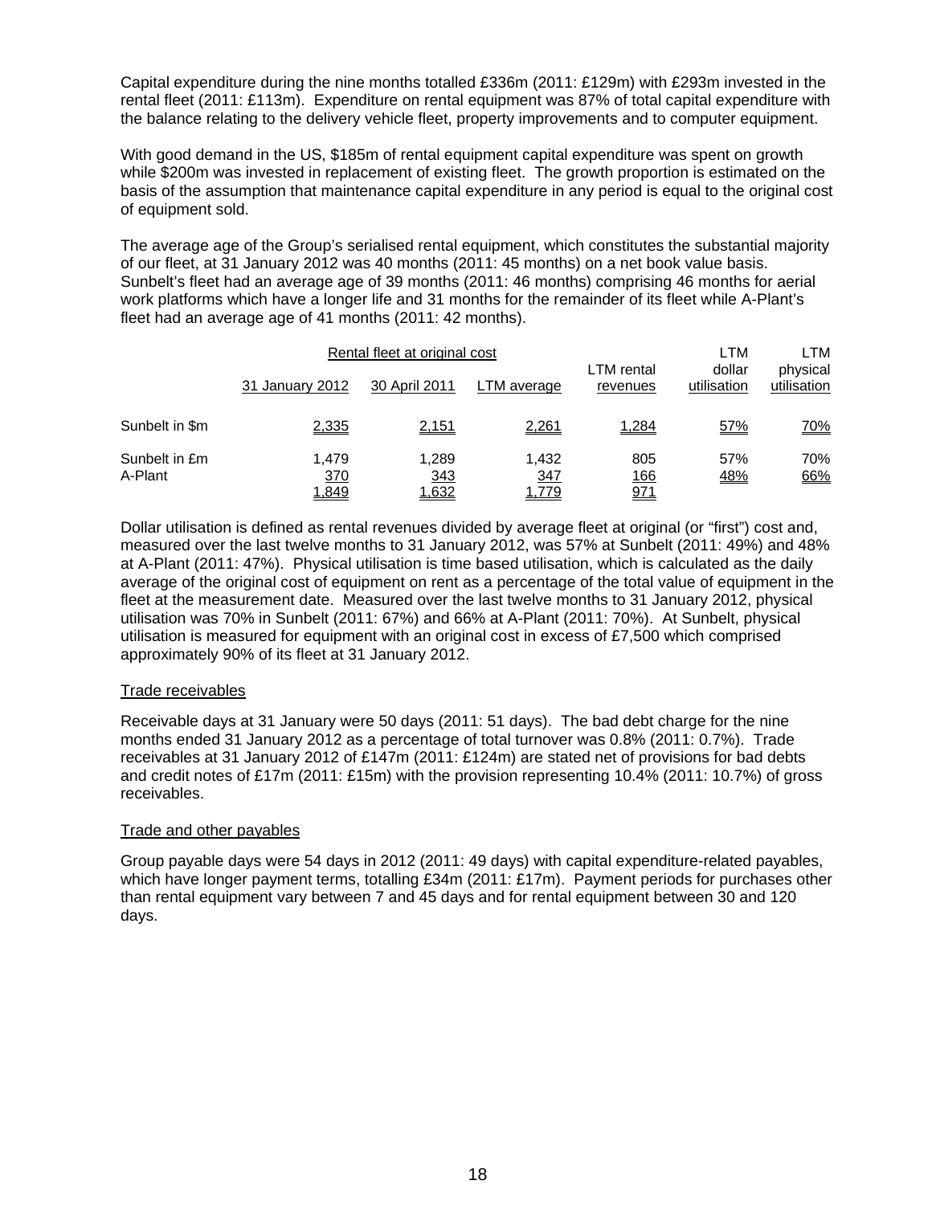Capital expenditure during the nine months totalled £336m (2011: £129m) with £293m invested in the rental fleet (2011: £113m). Expenditure on rental equipment was 87% of total capital expenditure with the balance relating to the delivery vehicle fleet, property improvements and to computer equipment.

With good demand in the US, $185m of rental equipment capital expenditure was spent on growth while $200m was invested in replacement of existing fleet. The growth proportion is estimated on the basis of the assumption that maintenance capital expenditure in any period is equal to the original cost of equipment sold.

The average age of the Group's serialised rental equipment, which constitutes the substantial majority of our fleet, at 31 January 2012 was 40 months (2011: 45 months) on a net book value basis. Sunbelt's fleet had an average age of 39 months (2011: 46 months) comprising 46 months for aerial work platforms which have a longer life and 31 months for the remainder of its fleet while A-Plant's fleet had an average age of 41 months (2011: 42 months).

| | Rental fleet at original cost | | | | LTM | LTM |
|---|---|---|---|---|---|---|
| | 31 January 2012 | 30 April 2011 | LTM average | LTM rental revenues | dollar utilisation | physical utilisation |
| Sunbelt in $m | 2,335 | 2,151 | 2,261 | 1,284 | 57% | 70% |
| Sunbelt in £m | 1,479 | 1,289 | 1,432 | 805 | 57% | 70% |
| A-Plant | 370 | 343 | 347 | 166 | 48% | 66% |
| | 1,849 | 1,632 | 1,779 | 971 | | |

Dollar utilisation is defined as rental revenues divided by average fleet at original (or "first") cost and, measured over the last twelve months to 31 January 2012, was 57% at Sunbelt (2011: 49%) and 48% at A-Plant (2011: 47%). Physical utilisation is time based utilisation, which is calculated as the daily average of the original cost of equipment on rent as a percentage of the total value of equipment in the fleet at the measurement date. Measured over the last twelve months to 31 January 2012, physical utilisation was 70% in Sunbelt (2011: 67%) and 66% at A-Plant (2011: 70%). At Sunbelt, physical utilisation is measured for equipment with an original cost in excess of £7,500 which comprised approximately 90% of its fleet at 31 January 2012.

## Trade receivables

Receivable days at 31 January were 50 days (2011: 51 days). The bad debt charge for the nine months ended 31 January 2012 as a percentage of total turnover was 0.8% (2011: 0.7%). Trade receivables at 31 January 2012 of £147m (2011: £124m) are stated net of provisions for bad debts and credit notes of £17m (2011: £15m) with the provision representing 10.4% (2011: 10.7%) of gross receivables.

## Trade and other payables

Group payable days were 54 days in 2012 (2011: 49 days) with capital expenditure-related payables, which have longer payment terms, totalling £34m (2011: £17m). Payment periods for purchases other than rental equipment vary between 7 and 45 days and for rental equipment between 30 and 120 days.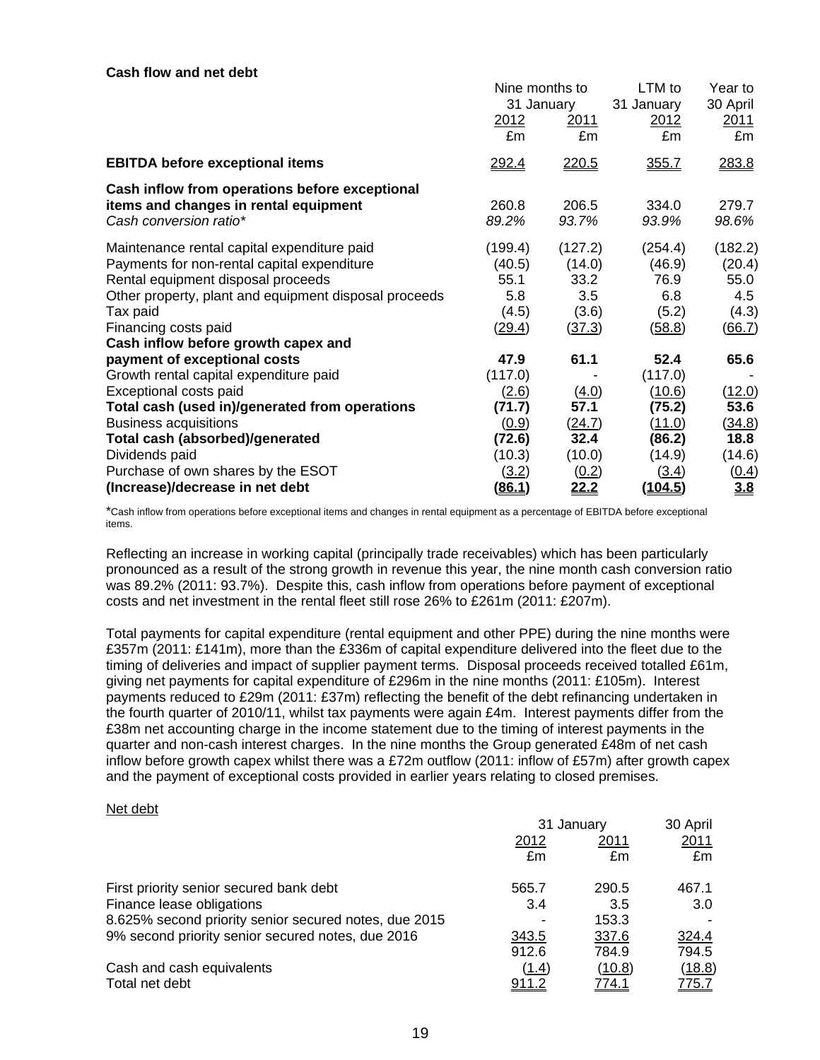**Cash flow and net debt**

| | Nine months to 31 January | | LTM to 31 January | Year to 30 April |
|---|---|---|---|---|
| | 2012 | 2011 | 2012 | 2011 |
| | £m | £m | £m | £m |
| **EBITDA before exceptional items** | 292.4 | 220.5 | 355.7 | 283.8 |
| **Cash inflow from operations before exceptional items and changes in rental equipment** | 260.8 | 206.5 | 334.0 | 279.7 |
| *Cash conversion ratio** | *89.2%* | *93.7%* | *93.9%* | *98.6%* |
| Maintenance rental capital expenditure paid | (199.4) | (127.2) | (254.4) | (182.2) |
| Payments for non-rental capital expenditure | (40.5) | (14.0) | (46.9) | (20.4) |
| Rental equipment disposal proceeds | 55.1 | 33.2 | 76.9 | 55.0 |
| Other property, plant and equipment disposal proceeds | 5.8 | 3.5 | 6.8 | 4.5 |
| Tax paid | (4.5) | (3.6) | (5.2) | (4.3) |
| Financing costs paid | (29.4) | (37.3) | (58.8) | (66.7) |
| **Cash inflow before growth capex and payment of exceptional costs** | **47.9** | **61.1** | **52.4** | **65.6** |
| Growth rental capital expenditure paid | (117.0) | - | (117.0) | - |
| Exceptional costs paid | (2.6) | (4.0) | (10.6) | (12.0) |
| **Total cash (used in)/generated from operations** | **(71.7)** | **57.1** | **(75.2)** | **53.6** |
| Business acquisitions | (0.9) | (24.7) | (11.0) | (34.8) |
| **Total cash (absorbed)/generated** | **(72.6)** | **32.4** | **(86.2)** | **18.8** |
| Dividends paid | (10.3) | (10.0) | (14.9) | (14.6) |
| Purchase of own shares by the ESOT | (3.2) | (0.2) | (3.4) | (0.4) |
| **(Increase)/decrease in net debt** | **(86.1)** | **22.2** | **(104.5)** | **3.8** |

*Cash inflow from operations before exceptional items and changes in rental equipment as a percentage of EBITDA before exceptional items.

Reflecting an increase in working capital (principally trade receivables) which has been particularly pronounced as a result of the strong growth in revenue this year, the nine month cash conversion ratio was 89.2% (2011: 93.7%). Despite this, cash inflow from operations before payment of exceptional costs and net investment in the rental fleet still rose 26% to £261m (2011: £207m).

Total payments for capital expenditure (rental equipment and other PPE) during the nine months were £357m (2011: £141m), more than the £336m of capital expenditure delivered into the fleet due to the timing of deliveries and impact of supplier payment terms. Disposal proceeds received totalled £61m, giving net payments for capital expenditure of £296m in the nine months (2011: £105m). Interest payments reduced to £29m (2011: £37m) reflecting the benefit of the debt refinancing undertaken in the fourth quarter of 2010/11, whilst tax payments were again £4m. Interest payments differ from the £38m net accounting charge in the income statement due to the timing of interest payments in the quarter and non-cash interest charges. In the nine months the Group generated £48m of net cash inflow before growth capex whilst there was a £72m outflow (2011: inflow of £57m) after growth capex and the payment of exceptional costs provided in earlier years relating to closed premises.

Net debt

| | 31 January | | 30 April |
|---|---|---|---|
| | 2012 | 2011 | 2011 |
| | £m | £m | £m |
| First priority senior secured bank debt | 565.7 | 290.5 | 467.1 |
| Finance lease obligations | 3.4 | 3.5 | 3.0 |
| 8.625% second priority senior secured notes, due 2015 | - | 153.3 | - |
| 9% second priority senior secured notes, due 2016 | 343.5 | 337.6 | 324.4 |
| | 912.6 | 784.9 | 794.5 |
| Cash and cash equivalents | (1.4) | (10.8) | (18.8) |
| Total net debt | 911.2 | 774.1 | 775.7 |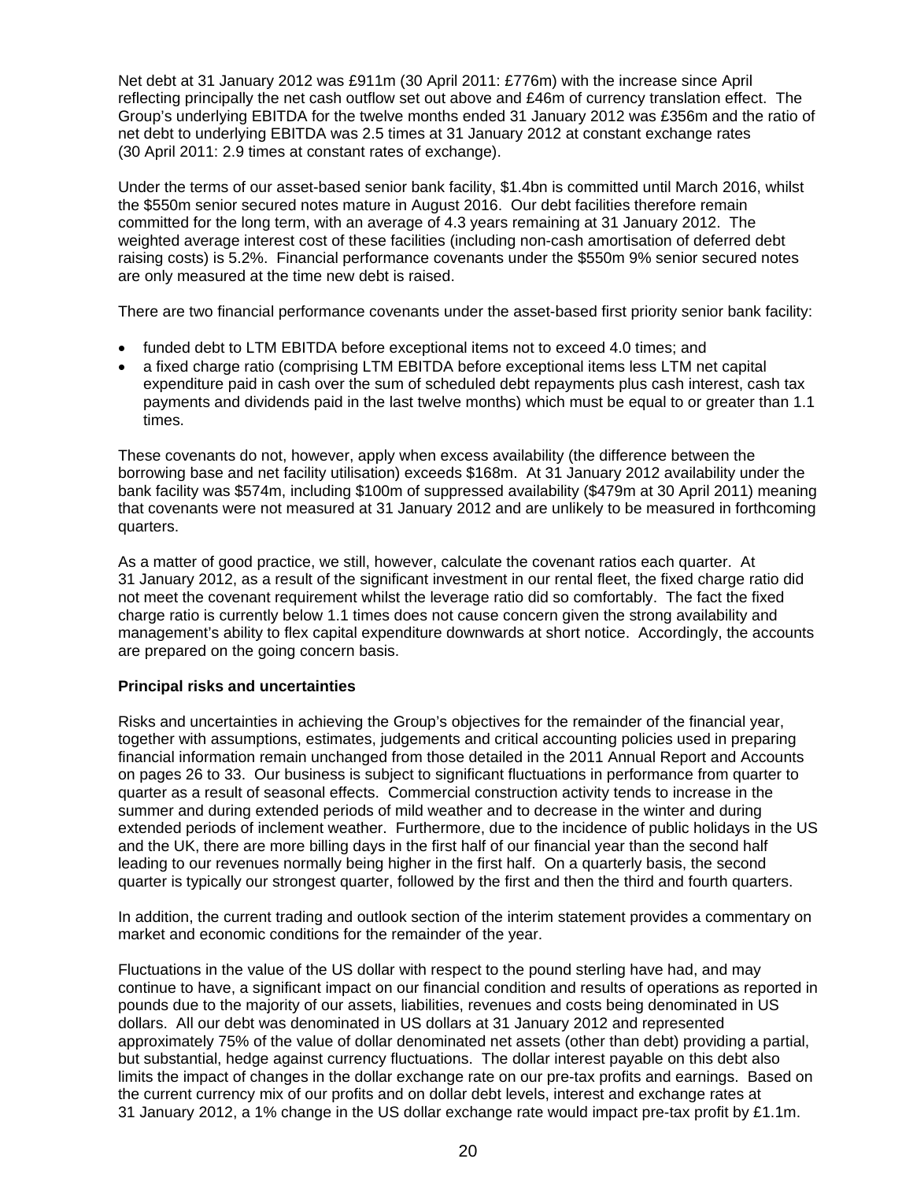Net debt at 31 January 2012 was £911m (30 April 2011: £776m) with the increase since April reflecting principally the net cash outflow set out above and £46m of currency translation effect. The Group's underlying EBITDA for the twelve months ended 31 January 2012 was £356m and the ratio of net debt to underlying EBITDA was 2.5 times at 31 January 2012 at constant exchange rates (30 April 2011: 2.9 times at constant rates of exchange).

Under the terms of our asset-based senior bank facility, $1.4bn is committed until March 2016, whilst the $550m senior secured notes mature in August 2016. Our debt facilities therefore remain committed for the long term, with an average of 4.3 years remaining at 31 January 2012. The weighted average interest cost of these facilities (including non-cash amortisation of deferred debt raising costs) is 5.2%. Financial performance covenants under the $550m 9% senior secured notes are only measured at the time new debt is raised.

There are two financial performance covenants under the asset-based first priority senior bank facility:

- funded debt to LTM EBITDA before exceptional items not to exceed 4.0 times; and
- a fixed charge ratio (comprising LTM EBITDA before exceptional items less LTM net capital expenditure paid in cash over the sum of scheduled debt repayments plus cash interest, cash tax payments and dividends paid in the last twelve months) which must be equal to or greater than 1.1 times.

These covenants do not, however, apply when excess availability (the difference between the borrowing base and net facility utilisation) exceeds $168m. At 31 January 2012 availability under the bank facility was $574m, including $100m of suppressed availability ($479m at 30 April 2011) meaning that covenants were not measured at 31 January 2012 and are unlikely to be measured in forthcoming quarters.

As a matter of good practice, we still, however, calculate the covenant ratios each quarter. At 31 January 2012, as a result of the significant investment in our rental fleet, the fixed charge ratio did not meet the covenant requirement whilst the leverage ratio did so comfortably. The fact the fixed charge ratio is currently below 1.1 times does not cause concern given the strong availability and management's ability to flex capital expenditure downwards at short notice. Accordingly, the accounts are prepared on the going concern basis.

**Principal risks and uncertainties**

Risks and uncertainties in achieving the Group's objectives for the remainder of the financial year, together with assumptions, estimates, judgements and critical accounting policies used in preparing financial information remain unchanged from those detailed in the 2011 Annual Report and Accounts on pages 26 to 33. Our business is subject to significant fluctuations in performance from quarter to quarter as a result of seasonal effects. Commercial construction activity tends to increase in the summer and during extended periods of mild weather and to decrease in the winter and during extended periods of inclement weather. Furthermore, due to the incidence of public holidays in the US and the UK, there are more billing days in the first half of our financial year than the second half leading to our revenues normally being higher in the first half. On a quarterly basis, the second quarter is typically our strongest quarter, followed by the first and then the third and fourth quarters.

In addition, the current trading and outlook section of the interim statement provides a commentary on market and economic conditions for the remainder of the year.

Fluctuations in the value of the US dollar with respect to the pound sterling have had, and may continue to have, a significant impact on our financial condition and results of operations as reported in pounds due to the majority of our assets, liabilities, revenues and costs being denominated in US dollars. All our debt was denominated in US dollars at 31 January 2012 and represented approximately 75% of the value of dollar denominated net assets (other than debt) providing a partial, but substantial, hedge against currency fluctuations. The dollar interest payable on this debt also limits the impact of changes in the dollar exchange rate on our pre-tax profits and earnings. Based on the current currency mix of our profits and on dollar debt levels, interest and exchange rates at 31 January 2012, a 1% change in the US dollar exchange rate would impact pre-tax profit by £1.1m.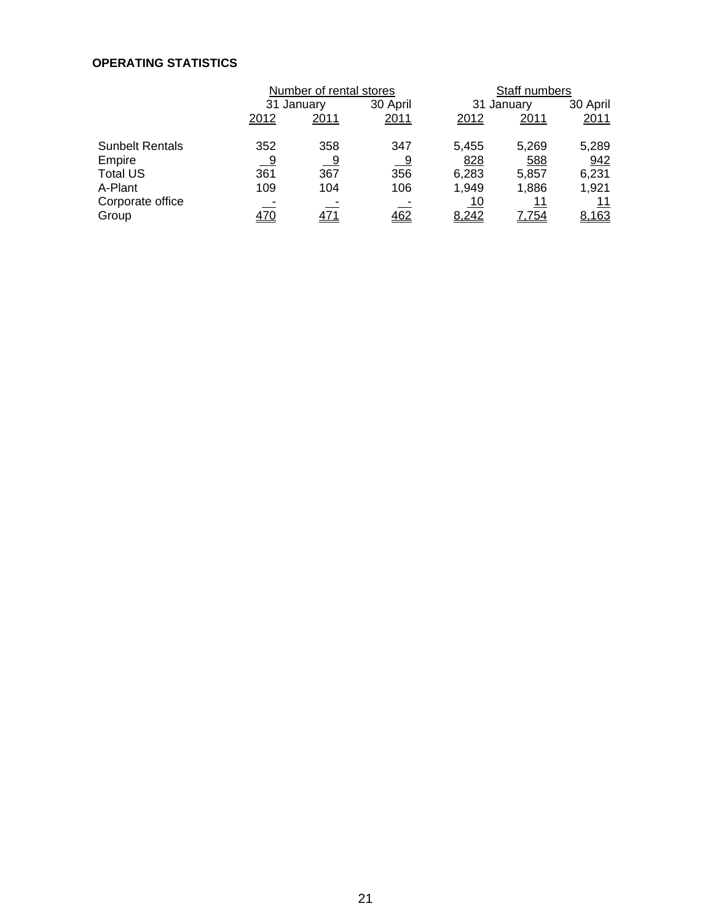**OPERATING STATISTICS**

| | Number of rental stores | | | Staff numbers | | |
|---|---|---|---|---|---|---|
| | 31 January | | 30 April | 31 January | | 30 April |
| | 2012 | 2011 | 2011 | 2012 | 2011 | 2011 |
| Sunbelt Rentals | 352 | 358 | 347 | 5,455 | 5,269 | 5,289 |
| Empire | 9 | 9 | 9 | 828 | 588 | 942 |
| Total US | 361 | 367 | 356 | 6,283 | 5,857 | 6,231 |
| A-Plant | 109 | 104 | 106 | 1,949 | 1,886 | 1,921 |
| Corporate office | - | - | - | 10 | 11 | 11 |
| Group | 470 | 471 | 462 | 8,242 | 7,754 | 8,163 |